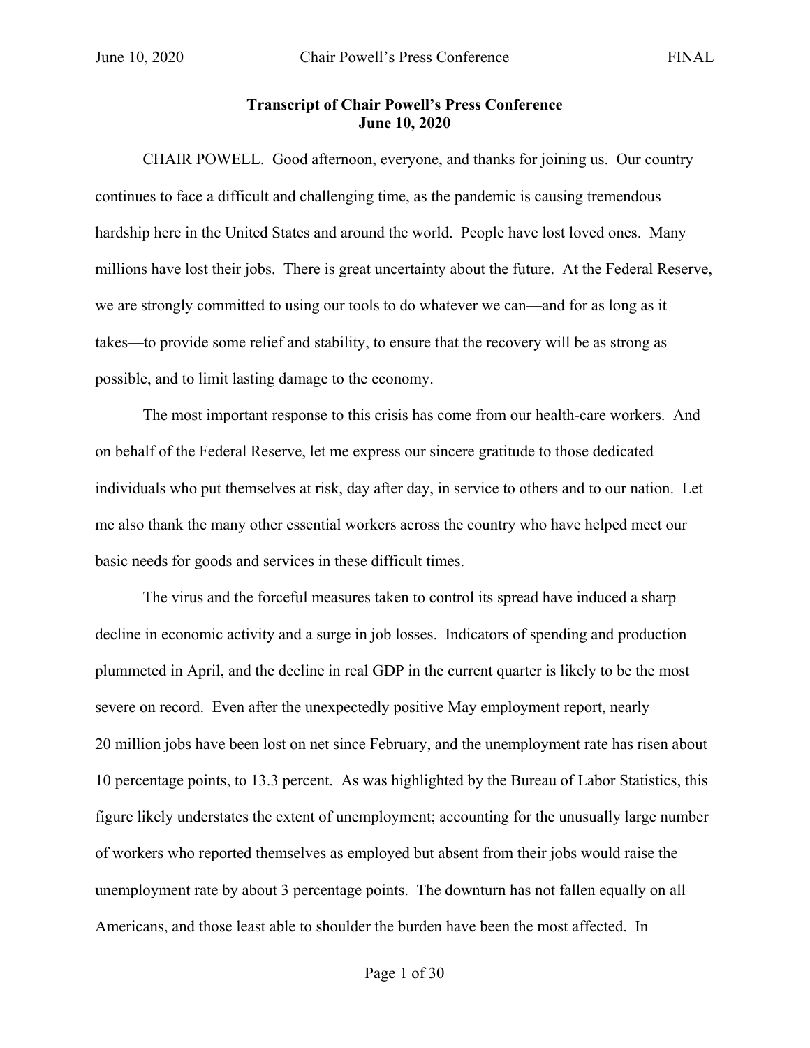**Transcript of Chair Powell's Press Conference**
**June 10, 2020**

CHAIR POWELL. Good afternoon, everyone, and thanks for joining us. Our country continues to face a difficult and challenging time, as the pandemic is causing tremendous hardship here in the United States and around the world. People have lost loved ones. Many millions have lost their jobs. There is great uncertainty about the future. At the Federal Reserve, we are strongly committed to using our tools to do whatever we can—and for as long as it takes—to provide some relief and stability, to ensure that the recovery will be as strong as possible, and to limit lasting damage to the economy.

The most important response to this crisis has come from our health-care workers. And on behalf of the Federal Reserve, let me express our sincere gratitude to those dedicated individuals who put themselves at risk, day after day, in service to others and to our nation. Let me also thank the many other essential workers across the country who have helped meet our basic needs for goods and services in these difficult times.

The virus and the forceful measures taken to control its spread have induced a sharp decline in economic activity and a surge in job losses. Indicators of spending and production plummeted in April, and the decline in real GDP in the current quarter is likely to be the most severe on record. Even after the unexpectedly positive May employment report, nearly 20 million jobs have been lost on net since February, and the unemployment rate has risen about 10 percentage points, to 13.3 percent. As was highlighted by the Bureau of Labor Statistics, this figure likely understates the extent of unemployment; accounting for the unusually large number of workers who reported themselves as employed but absent from their jobs would raise the unemployment rate by about 3 percentage points. The downturn has not fallen equally on all Americans, and those least able to shoulder the burden have been the most affected. In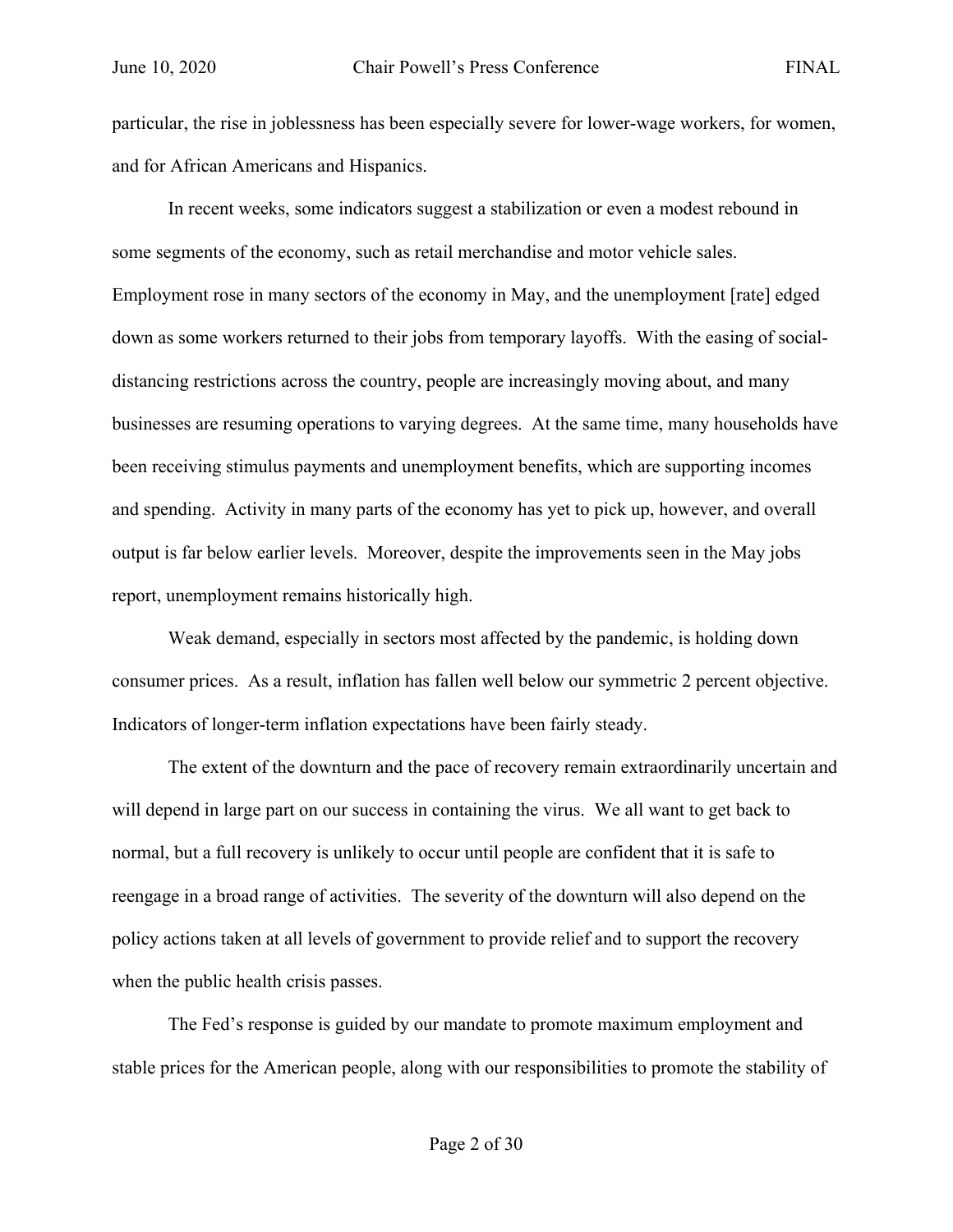particular, the rise in joblessness has been especially severe for lower-wage workers, for women, and for African Americans and Hispanics.

In recent weeks, some indicators suggest a stabilization or even a modest rebound in some segments of the economy, such as retail merchandise and motor vehicle sales. Employment rose in many sectors of the economy in May, and the unemployment [rate] edged down as some workers returned to their jobs from temporary layoffs. With the easing of social-distancing restrictions across the country, people are increasingly moving about, and many businesses are resuming operations to varying degrees. At the same time, many households have been receiving stimulus payments and unemployment benefits, which are supporting incomes and spending. Activity in many parts of the economy has yet to pick up, however, and overall output is far below earlier levels. Moreover, despite the improvements seen in the May jobs report, unemployment remains historically high.

Weak demand, especially in sectors most affected by the pandemic, is holding down consumer prices. As a result, inflation has fallen well below our symmetric 2 percent objective. Indicators of longer-term inflation expectations have been fairly steady.

The extent of the downturn and the pace of recovery remain extraordinarily uncertain and will depend in large part on our success in containing the virus. We all want to get back to normal, but a full recovery is unlikely to occur until people are confident that it is safe to reengage in a broad range of activities. The severity of the downturn will also depend on the policy actions taken at all levels of government to provide relief and to support the recovery when the public health crisis passes.

The Fed's response is guided by our mandate to promote maximum employment and stable prices for the American people, along with our responsibilities to promote the stability of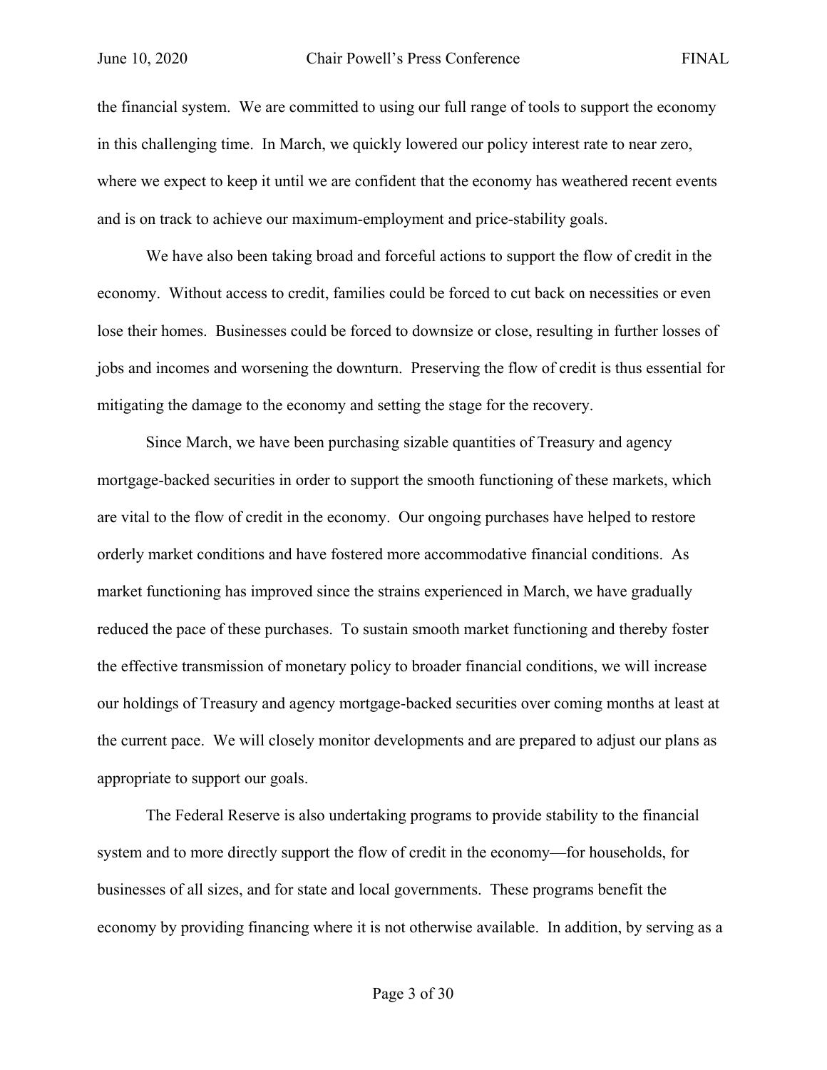the financial system. We are committed to using our full range of tools to support the economy in this challenging time. In March, we quickly lowered our policy interest rate to near zero, where we expect to keep it until we are confident that the economy has weathered recent events and is on track to achieve our maximum-employment and price-stability goals.

We have also been taking broad and forceful actions to support the flow of credit in the economy. Without access to credit, families could be forced to cut back on necessities or even lose their homes. Businesses could be forced to downsize or close, resulting in further losses of jobs and incomes and worsening the downturn. Preserving the flow of credit is thus essential for mitigating the damage to the economy and setting the stage for the recovery.

Since March, we have been purchasing sizable quantities of Treasury and agency mortgage-backed securities in order to support the smooth functioning of these markets, which are vital to the flow of credit in the economy. Our ongoing purchases have helped to restore orderly market conditions and have fostered more accommodative financial conditions. As market functioning has improved since the strains experienced in March, we have gradually reduced the pace of these purchases. To sustain smooth market functioning and thereby foster the effective transmission of monetary policy to broader financial conditions, we will increase our holdings of Treasury and agency mortgage-backed securities over coming months at least at the current pace. We will closely monitor developments and are prepared to adjust our plans as appropriate to support our goals.

The Federal Reserve is also undertaking programs to provide stability to the financial system and to more directly support the flow of credit in the economy—for households, for businesses of all sizes, and for state and local governments. These programs benefit the economy by providing financing where it is not otherwise available. In addition, by serving as a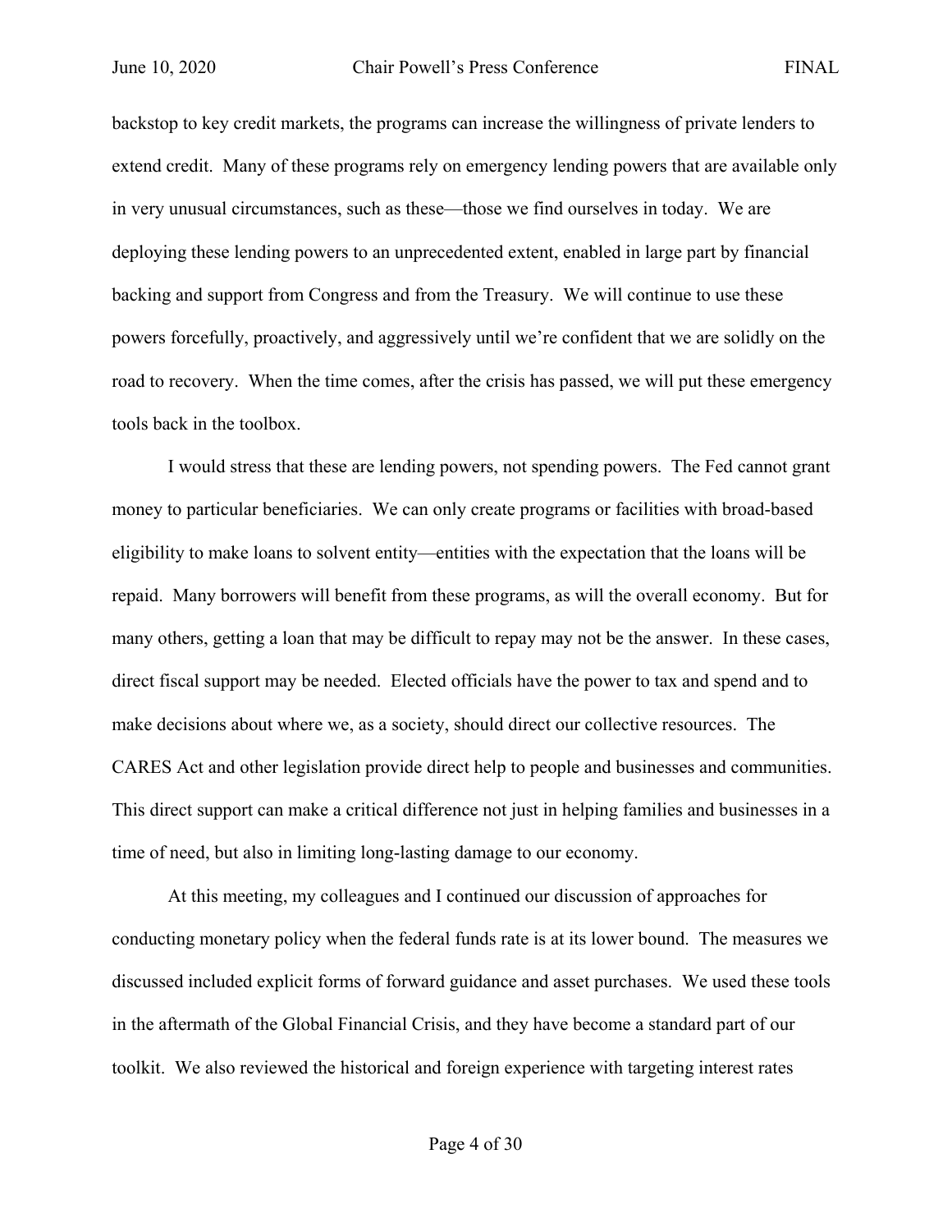backstop to key credit markets, the programs can increase the willingness of private lenders to extend credit. Many of these programs rely on emergency lending powers that are available only in very unusual circumstances, such as these—those we find ourselves in today. We are deploying these lending powers to an unprecedented extent, enabled in large part by financial backing and support from Congress and from the Treasury. We will continue to use these powers forcefully, proactively, and aggressively until we're confident that we are solidly on the road to recovery. When the time comes, after the crisis has passed, we will put these emergency tools back in the toolbox.

I would stress that these are lending powers, not spending powers. The Fed cannot grant money to particular beneficiaries. We can only create programs or facilities with broad-based eligibility to make loans to solvent entity—entities with the expectation that the loans will be repaid. Many borrowers will benefit from these programs, as will the overall economy. But for many others, getting a loan that may be difficult to repay may not be the answer. In these cases, direct fiscal support may be needed. Elected officials have the power to tax and spend and to make decisions about where we, as a society, should direct our collective resources. The CARES Act and other legislation provide direct help to people and businesses and communities. This direct support can make a critical difference not just in helping families and businesses in a time of need, but also in limiting long-lasting damage to our economy.

At this meeting, my colleagues and I continued our discussion of approaches for conducting monetary policy when the federal funds rate is at its lower bound. The measures we discussed included explicit forms of forward guidance and asset purchases. We used these tools in the aftermath of the Global Financial Crisis, and they have become a standard part of our toolkit. We also reviewed the historical and foreign experience with targeting interest rates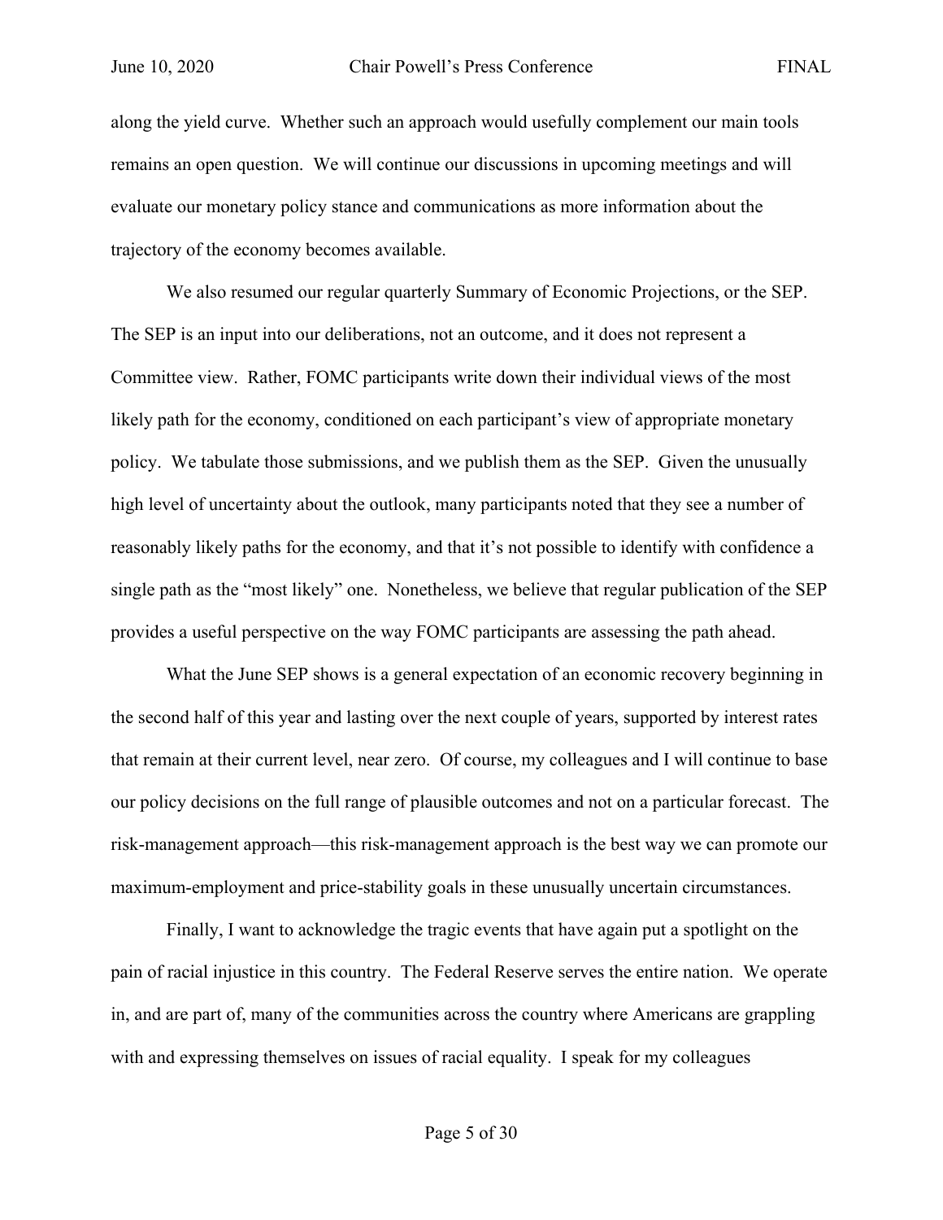along the yield curve. Whether such an approach would usefully complement our main tools remains an open question. We will continue our discussions in upcoming meetings and will evaluate our monetary policy stance and communications as more information about the trajectory of the economy becomes available.

We also resumed our regular quarterly Summary of Economic Projections, or the SEP. The SEP is an input into our deliberations, not an outcome, and it does not represent a Committee view. Rather, FOMC participants write down their individual views of the most likely path for the economy, conditioned on each participant's view of appropriate monetary policy. We tabulate those submissions, and we publish them as the SEP. Given the unusually high level of uncertainty about the outlook, many participants noted that they see a number of reasonably likely paths for the economy, and that it's not possible to identify with confidence a single path as the "most likely" one. Nonetheless, we believe that regular publication of the SEP provides a useful perspective on the way FOMC participants are assessing the path ahead.

What the June SEP shows is a general expectation of an economic recovery beginning in the second half of this year and lasting over the next couple of years, supported by interest rates that remain at their current level, near zero. Of course, my colleagues and I will continue to base our policy decisions on the full range of plausible outcomes and not on a particular forecast. The risk-management approach—this risk-management approach is the best way we can promote our maximum-employment and price-stability goals in these unusually uncertain circumstances.

Finally, I want to acknowledge the tragic events that have again put a spotlight on the pain of racial injustice in this country. The Federal Reserve serves the entire nation. We operate in, and are part of, many of the communities across the country where Americans are grappling with and expressing themselves on issues of racial equality. I speak for my colleagues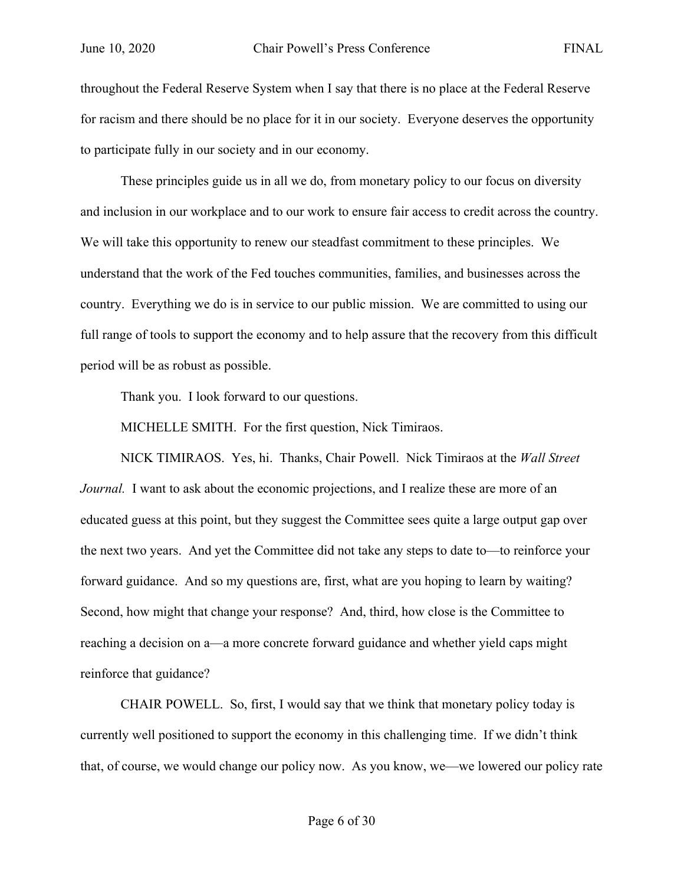throughout the Federal Reserve System when I say that there is no place at the Federal Reserve for racism and there should be no place for it in our society. Everyone deserves the opportunity to participate fully in our society and in our economy.

These principles guide us in all we do, from monetary policy to our focus on diversity and inclusion in our workplace and to our work to ensure fair access to credit across the country. We will take this opportunity to renew our steadfast commitment to these principles. We understand that the work of the Fed touches communities, families, and businesses across the country. Everything we do is in service to our public mission. We are committed to using our full range of tools to support the economy and to help assure that the recovery from this difficult period will be as robust as possible.

Thank you. I look forward to our questions.

MICHELLE SMITH. For the first question, Nick Timiraos.

NICK TIMIRAOS. Yes, hi. Thanks, Chair Powell. Nick Timiraos at the *Wall Street Journal.* I want to ask about the economic projections, and I realize these are more of an educated guess at this point, but they suggest the Committee sees quite a large output gap over the next two years. And yet the Committee did not take any steps to date to—to reinforce your forward guidance. And so my questions are, first, what are you hoping to learn by waiting? Second, how might that change your response? And, third, how close is the Committee to reaching a decision on a—a more concrete forward guidance and whether yield caps might reinforce that guidance?

CHAIR POWELL. So, first, I would say that we think that monetary policy today is currently well positioned to support the economy in this challenging time. If we didn't think that, of course, we would change our policy now. As you know, we—we lowered our policy rate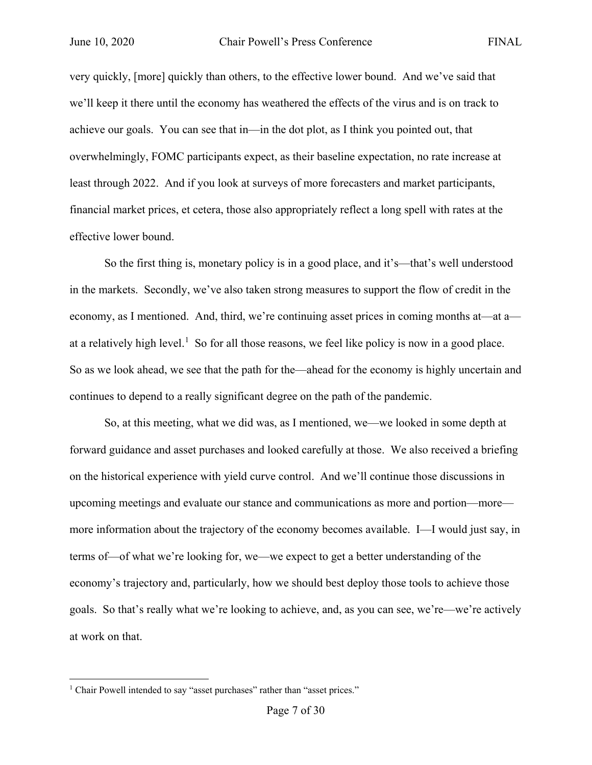very quickly, [more] quickly than others, to the effective lower bound. And we've said that we'll keep it there until the economy has weathered the effects of the virus and is on track to achieve our goals. You can see that in—in the dot plot, as I think you pointed out, that overwhelmingly, FOMC participants expect, as their baseline expectation, no rate increase at least through 2022. And if you look at surveys of more forecasters and market participants, financial market prices, et cetera, those also appropriately reflect a long spell with rates at the effective lower bound.

So the first thing is, monetary policy is in a good place, and it's—that's well understood in the markets. Secondly, we've also taken strong measures to support the flow of credit in the economy, as I mentioned. And, third, we're continuing asset prices in coming months at—at a—at a relatively high level.[1] So for all those reasons, we feel like policy is now in a good place. So as we look ahead, we see that the path for the—ahead for the economy is highly uncertain and continues to depend to a really significant degree on the path of the pandemic.

So, at this meeting, what we did was, as I mentioned, we—we looked in some depth at forward guidance and asset purchases and looked carefully at those. We also received a briefing on the historical experience with yield curve control. And we'll continue those discussions in upcoming meetings and evaluate our stance and communications as more and portion—more—more information about the trajectory of the economy becomes available. I—I would just say, in terms of—of what we're looking for, we—we expect to get a better understanding of the economy's trajectory and, particularly, how we should best deploy those tools to achieve those goals. So that's really what we're looking to achieve, and, as you can see, we're—we're actively at work on that.

---

[1] Chair Powell intended to say "asset purchases" rather than "asset prices."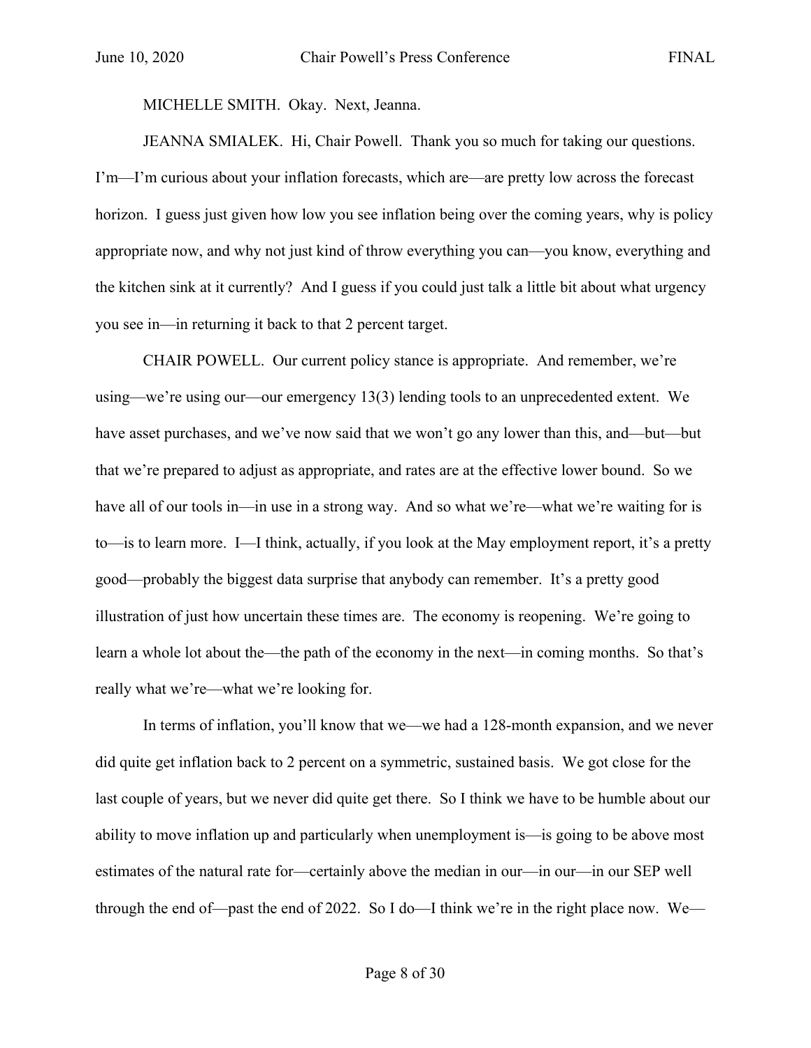MICHELLE SMITH. Okay. Next, Jeanna.

JEANNA SMIALEK. Hi, Chair Powell. Thank you so much for taking our questions. I'm—I'm curious about your inflation forecasts, which are—are pretty low across the forecast horizon. I guess just given how low you see inflation being over the coming years, why is policy appropriate now, and why not just kind of throw everything you can—you know, everything and the kitchen sink at it currently? And I guess if you could just talk a little bit about what urgency you see in—in returning it back to that 2 percent target.

CHAIR POWELL. Our current policy stance is appropriate. And remember, we're using—we're using our—our emergency 13(3) lending tools to an unprecedented extent. We have asset purchases, and we've now said that we won't go any lower than this, and—but—but that we're prepared to adjust as appropriate, and rates are at the effective lower bound. So we have all of our tools in—in use in a strong way. And so what we're—what we're waiting for is to—is to learn more. I—I think, actually, if you look at the May employment report, it's a pretty good—probably the biggest data surprise that anybody can remember. It's a pretty good illustration of just how uncertain these times are. The economy is reopening. We're going to learn a whole lot about the—the path of the economy in the next—in coming months. So that's really what we're—what we're looking for.

In terms of inflation, you'll know that we—we had a 128-month expansion, and we never did quite get inflation back to 2 percent on a symmetric, sustained basis. We got close for the last couple of years, but we never did quite get there. So I think we have to be humble about our ability to move inflation up and particularly when unemployment is—is going to be above most estimates of the natural rate for—certainly above the median in our—in our—in our SEP well through the end of—past the end of 2022. So I do—I think we're in the right place now. We—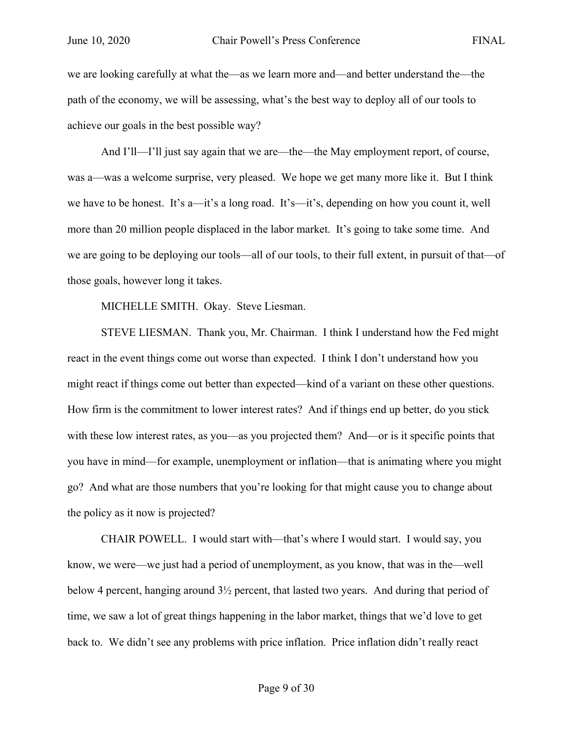we are looking carefully at what the—as we learn more and—and better understand the—the path of the economy, we will be assessing, what's the best way to deploy all of our tools to achieve our goals in the best possible way?

And I'll—I'll just say again that we are—the—the May employment report, of course, was a—was a welcome surprise, very pleased. We hope we get many more like it. But I think we have to be honest. It's a—it's a long road. It's—it's, depending on how you count it, well more than 20 million people displaced in the labor market. It's going to take some time. And we are going to be deploying our tools—all of our tools, to their full extent, in pursuit of that—of those goals, however long it takes.

MICHELLE SMITH. Okay. Steve Liesman.

STEVE LIESMAN. Thank you, Mr. Chairman. I think I understand how the Fed might react in the event things come out worse than expected. I think I don't understand how you might react if things come out better than expected—kind of a variant on these other questions. How firm is the commitment to lower interest rates? And if things end up better, do you stick with these low interest rates, as you—as you projected them? And—or is it specific points that you have in mind—for example, unemployment or inflation—that is animating where you might go? And what are those numbers that you're looking for that might cause you to change about the policy as it now is projected?

CHAIR POWELL. I would start with—that's where I would start. I would say, you know, we were—we just had a period of unemployment, as you know, that was in the—well below 4 percent, hanging around 3½ percent, that lasted two years. And during that period of time, we saw a lot of great things happening in the labor market, things that we'd love to get back to. We didn't see any problems with price inflation. Price inflation didn't really react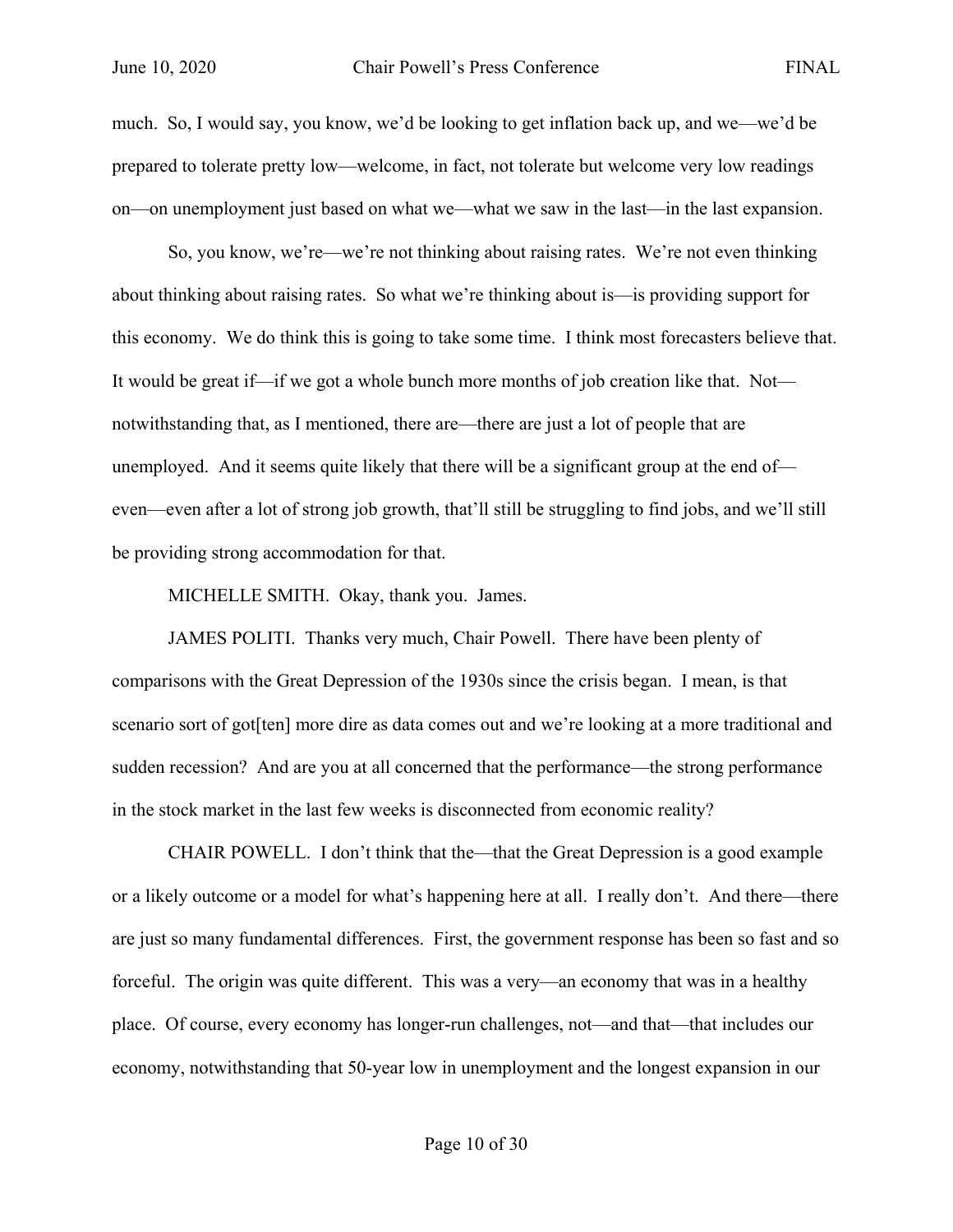much. So, I would say, you know, we'd be looking to get inflation back up, and we—we'd be prepared to tolerate pretty low—welcome, in fact, not tolerate but welcome very low readings on—on unemployment just based on what we—what we saw in the last—in the last expansion.

So, you know, we're—we're not thinking about raising rates. We're not even thinking about thinking about raising rates. So what we're thinking about is—is providing support for this economy. We do think this is going to take some time. I think most forecasters believe that. It would be great if—if we got a whole bunch more months of job creation like that. Not—notwithstanding that, as I mentioned, there are—there are just a lot of people that are unemployed. And it seems quite likely that there will be a significant group at the end of—even—even after a lot of strong job growth, that'll still be struggling to find jobs, and we'll still be providing strong accommodation for that.

MICHELLE SMITH. Okay, thank you. James.

JAMES POLITI. Thanks very much, Chair Powell. There have been plenty of comparisons with the Great Depression of the 1930s since the crisis began. I mean, is that scenario sort of got[ten] more dire as data comes out and we're looking at a more traditional and sudden recession? And are you at all concerned that the performance—the strong performance in the stock market in the last few weeks is disconnected from economic reality?

CHAIR POWELL. I don't think that the—that the Great Depression is a good example or a likely outcome or a model for what's happening here at all. I really don't. And there—there are just so many fundamental differences. First, the government response has been so fast and so forceful. The origin was quite different. This was a very—an economy that was in a healthy place. Of course, every economy has longer-run challenges, not—and that—that includes our economy, notwithstanding that 50-year low in unemployment and the longest expansion in our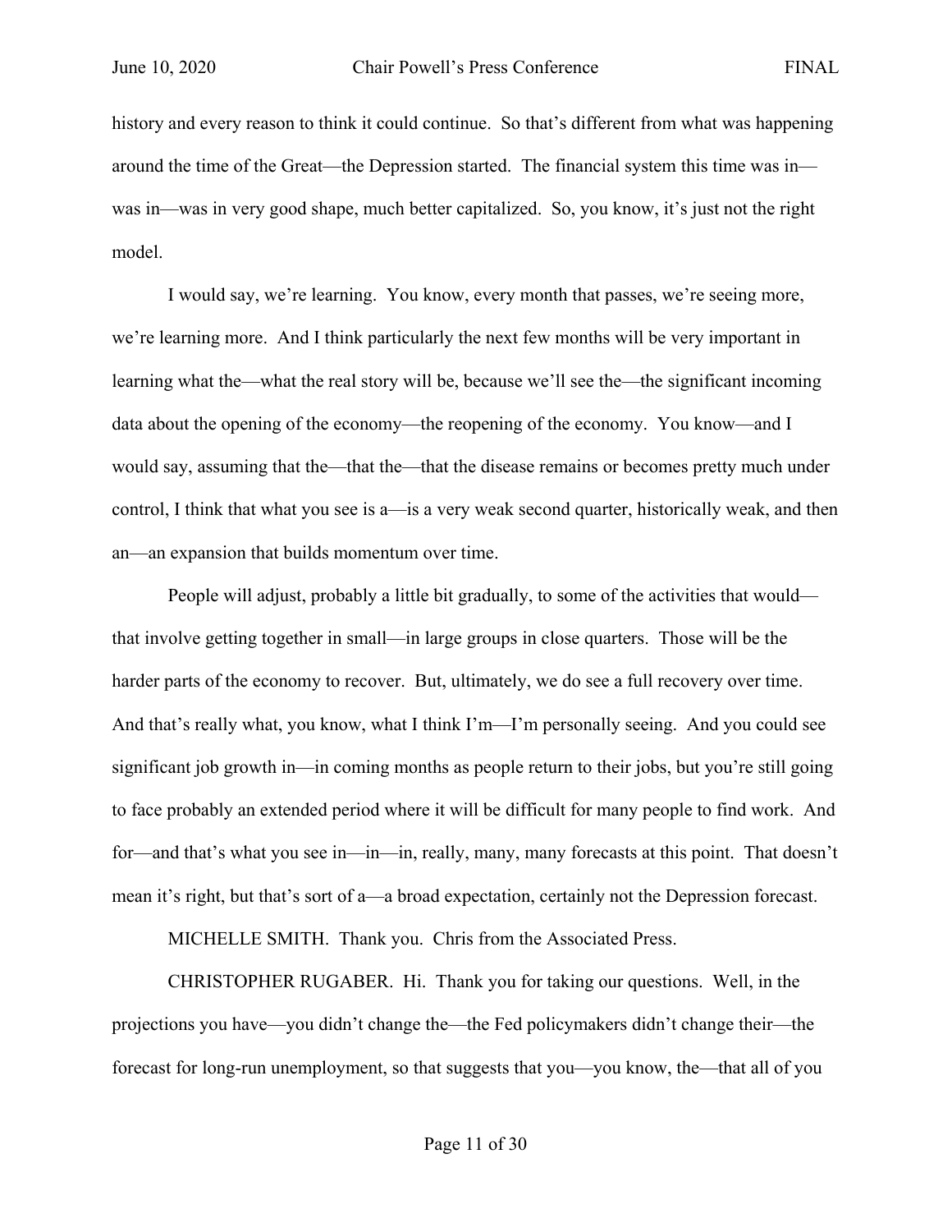history and every reason to think it could continue. So that's different from what was happening around the time of the Great—the Depression started. The financial system this time was in—was in—was in very good shape, much better capitalized. So, you know, it's just not the right model.

I would say, we're learning. You know, every month that passes, we're seeing more, we're learning more. And I think particularly the next few months will be very important in learning what the—what the real story will be, because we'll see the—the significant incoming data about the opening of the economy—the reopening of the economy. You know—and I would say, assuming that the—that the—that the disease remains or becomes pretty much under control, I think that what you see is a—is a very weak second quarter, historically weak, and then an—an expansion that builds momentum over time.

People will adjust, probably a little bit gradually, to some of the activities that would—that involve getting together in small—in large groups in close quarters. Those will be the harder parts of the economy to recover. But, ultimately, we do see a full recovery over time. And that's really what, you know, what I think I'm—I'm personally seeing. And you could see significant job growth in—in coming months as people return to their jobs, but you're still going to face probably an extended period where it will be difficult for many people to find work. And for—and that's what you see in—in—in, really, many, many forecasts at this point. That doesn't mean it's right, but that's sort of a—a broad expectation, certainly not the Depression forecast.

MICHELLE SMITH. Thank you. Chris from the Associated Press.

CHRISTOPHER RUGABER. Hi. Thank you for taking our questions. Well, in the projections you have—you didn't change the—the Fed policymakers didn't change their—the forecast for long-run unemployment, so that suggests that you—you know, the—that all of you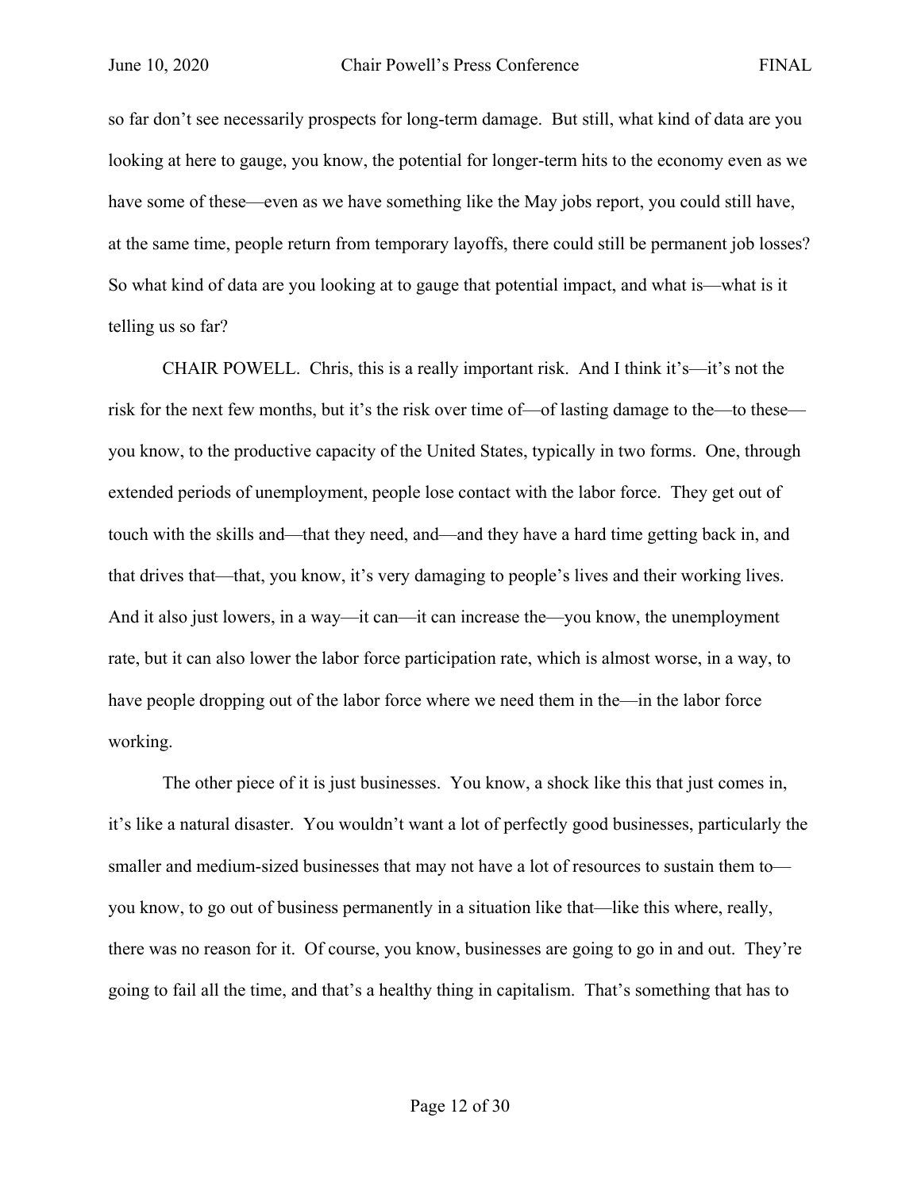so far don't see necessarily prospects for long-term damage. But still, what kind of data are you looking at here to gauge, you know, the potential for longer-term hits to the economy even as we have some of these—even as we have something like the May jobs report, you could still have, at the same time, people return from temporary layoffs, there could still be permanent job losses? So what kind of data are you looking at to gauge that potential impact, and what is—what is it telling us so far?

CHAIR POWELL. Chris, this is a really important risk. And I think it's—it's not the risk for the next few months, but it's the risk over time of—of lasting damage to the—to these—you know, to the productive capacity of the United States, typically in two forms. One, through extended periods of unemployment, people lose contact with the labor force. They get out of touch with the skills and—that they need, and—and they have a hard time getting back in, and that drives that—that, you know, it's very damaging to people's lives and their working lives. And it also just lowers, in a way—it can—it can increase the—you know, the unemployment rate, but it can also lower the labor force participation rate, which is almost worse, in a way, to have people dropping out of the labor force where we need them in the—in the labor force working.

The other piece of it is just businesses. You know, a shock like this that just comes in, it's like a natural disaster. You wouldn't want a lot of perfectly good businesses, particularly the smaller and medium-sized businesses that may not have a lot of resources to sustain them to—you know, to go out of business permanently in a situation like that—like this where, really, there was no reason for it. Of course, you know, businesses are going to go in and out. They're going to fail all the time, and that's a healthy thing in capitalism. That's something that has to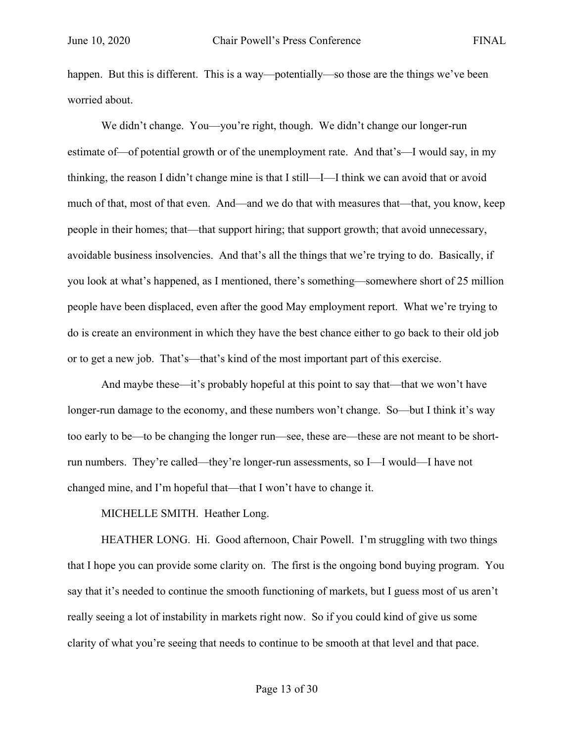happen. But this is different. This is a way—potentially—so those are the things we've been worried about.

We didn't change. You—you're right, though. We didn't change our longer-run estimate of—of potential growth or of the unemployment rate. And that's—I would say, in my thinking, the reason I didn't change mine is that I still—I—I think we can avoid that or avoid much of that, most of that even. And—and we do that with measures that—that, you know, keep people in their homes; that—that support hiring; that support growth; that avoid unnecessary, avoidable business insolvencies. And that's all the things that we're trying to do. Basically, if you look at what's happened, as I mentioned, there's something—somewhere short of 25 million people have been displaced, even after the good May employment report. What we're trying to do is create an environment in which they have the best chance either to go back to their old job or to get a new job. That's—that's kind of the most important part of this exercise.

And maybe these—it's probably hopeful at this point to say that—that we won't have longer-run damage to the economy, and these numbers won't change. So—but I think it's way too early to be—to be changing the longer run—see, these are—these are not meant to be short-run numbers. They're called—they're longer-run assessments, so I—I would—I have not changed mine, and I'm hopeful that—that I won't have to change it.

MICHELLE SMITH. Heather Long.

HEATHER LONG. Hi. Good afternoon, Chair Powell. I'm struggling with two things that I hope you can provide some clarity on. The first is the ongoing bond buying program. You say that it's needed to continue the smooth functioning of markets, but I guess most of us aren't really seeing a lot of instability in markets right now. So if you could kind of give us some clarity of what you're seeing that needs to continue to be smooth at that level and that pace.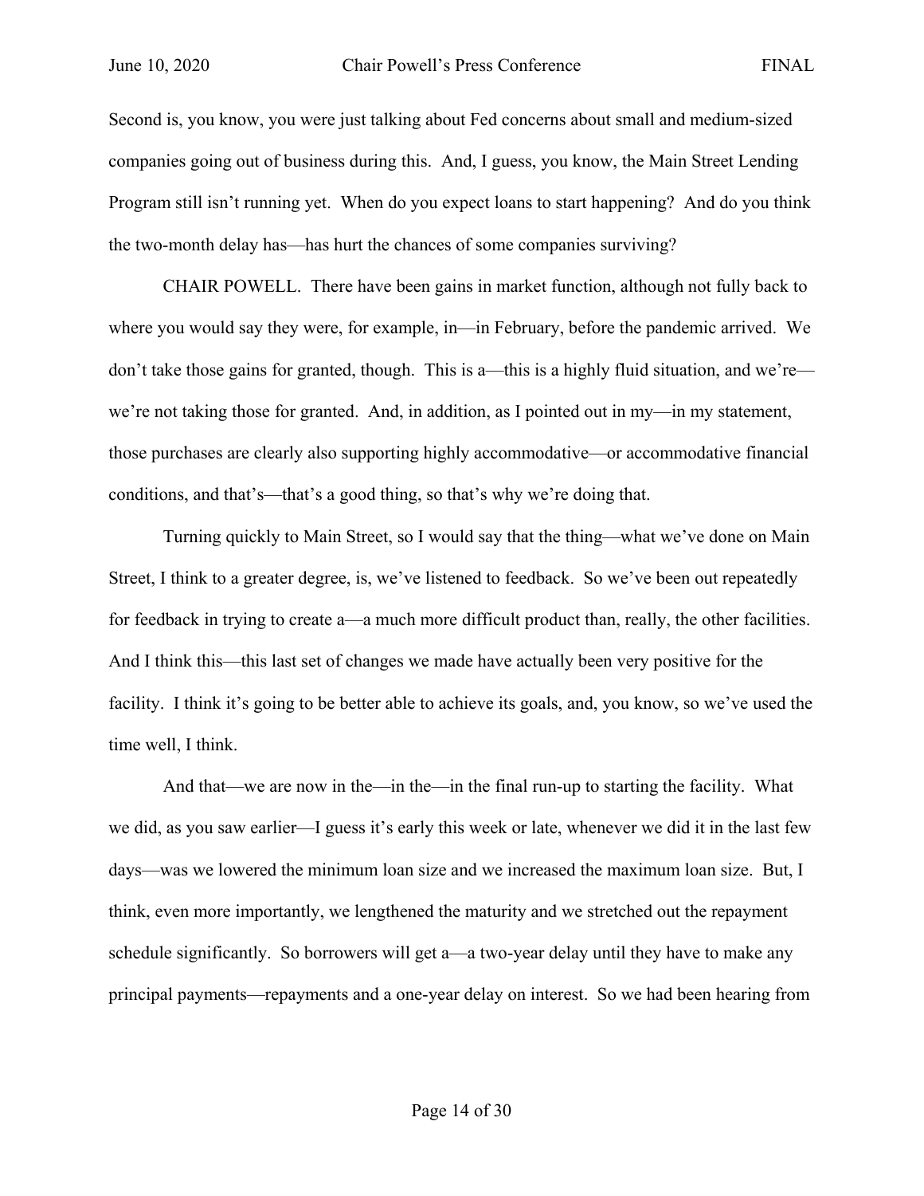Second is, you know, you were just talking about Fed concerns about small and medium-sized companies going out of business during this. And, I guess, you know, the Main Street Lending Program still isn't running yet. When do you expect loans to start happening? And do you think the two-month delay has—has hurt the chances of some companies surviving?

CHAIR POWELL. There have been gains in market function, although not fully back to where you would say they were, for example, in—in February, before the pandemic arrived. We don't take those gains for granted, though. This is a—this is a highly fluid situation, and we're—we're not taking those for granted. And, in addition, as I pointed out in my—in my statement, those purchases are clearly also supporting highly accommodative—or accommodative financial conditions, and that's—that's a good thing, so that's why we're doing that.

Turning quickly to Main Street, so I would say that the thing—what we've done on Main Street, I think to a greater degree, is, we've listened to feedback. So we've been out repeatedly for feedback in trying to create a—a much more difficult product than, really, the other facilities. And I think this—this last set of changes we made have actually been very positive for the facility. I think it's going to be better able to achieve its goals, and, you know, so we've used the time well, I think.

And that—we are now in the—in the—in the final run-up to starting the facility. What we did, as you saw earlier—I guess it's early this week or late, whenever we did it in the last few days—was we lowered the minimum loan size and we increased the maximum loan size. But, I think, even more importantly, we lengthened the maturity and we stretched out the repayment schedule significantly. So borrowers will get a—a two-year delay until they have to make any principal payments—repayments and a one-year delay on interest. So we had been hearing from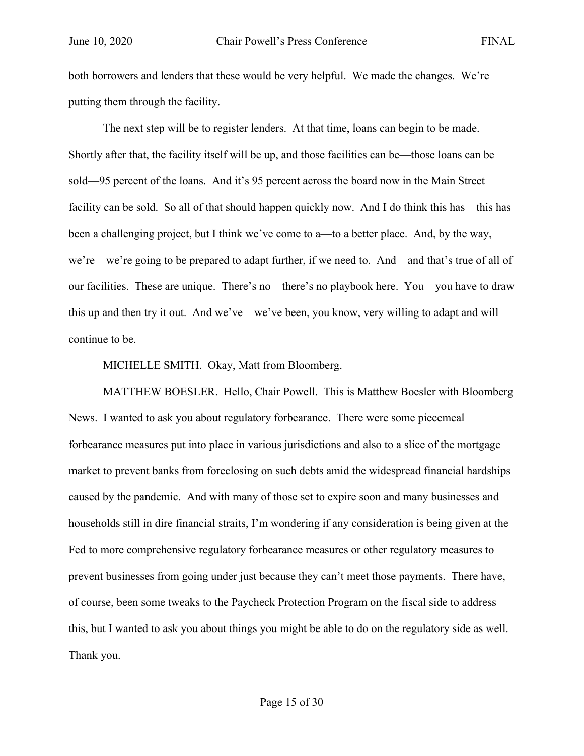both borrowers and lenders that these would be very helpful. We made the changes. We're putting them through the facility.

The next step will be to register lenders. At that time, loans can begin to be made. Shortly after that, the facility itself will be up, and those facilities can be—those loans can be sold—95 percent of the loans. And it's 95 percent across the board now in the Main Street facility can be sold. So all of that should happen quickly now. And I do think this has—this has been a challenging project, but I think we've come to a—to a better place. And, by the way, we're—we're going to be prepared to adapt further, if we need to. And—and that's true of all of our facilities. These are unique. There's no—there's no playbook here. You—you have to draw this up and then try it out. And we've—we've been, you know, very willing to adapt and will continue to be.

MICHELLE SMITH. Okay, Matt from Bloomberg.

MATTHEW BOESLER. Hello, Chair Powell. This is Matthew Boesler with Bloomberg News. I wanted to ask you about regulatory forbearance. There were some piecemeal forbearance measures put into place in various jurisdictions and also to a slice of the mortgage market to prevent banks from foreclosing on such debts amid the widespread financial hardships caused by the pandemic. And with many of those set to expire soon and many businesses and households still in dire financial straits, I'm wondering if any consideration is being given at the Fed to more comprehensive regulatory forbearance measures or other regulatory measures to prevent businesses from going under just because they can't meet those payments. There have, of course, been some tweaks to the Paycheck Protection Program on the fiscal side to address this, but I wanted to ask you about things you might be able to do on the regulatory side as well. Thank you.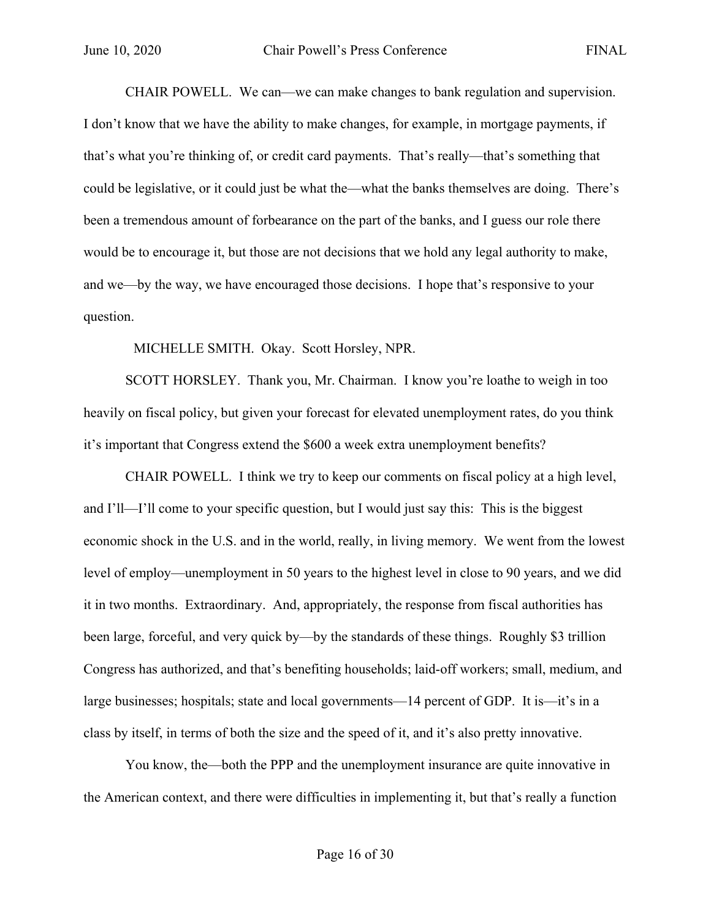CHAIR POWELL. We can—we can make changes to bank regulation and supervision. I don't know that we have the ability to make changes, for example, in mortgage payments, if that's what you're thinking of, or credit card payments. That's really—that's something that could be legislative, or it could just be what the—what the banks themselves are doing. There's been a tremendous amount of forbearance on the part of the banks, and I guess our role there would be to encourage it, but those are not decisions that we hold any legal authority to make, and we—by the way, we have encouraged those decisions. I hope that's responsive to your question.

MICHELLE SMITH. Okay. Scott Horsley, NPR.

SCOTT HORSLEY. Thank you, Mr. Chairman. I know you're loathe to weigh in too heavily on fiscal policy, but given your forecast for elevated unemployment rates, do you think it's important that Congress extend the $600 a week extra unemployment benefits?

CHAIR POWELL. I think we try to keep our comments on fiscal policy at a high level, and I'll—I'll come to your specific question, but I would just say this: This is the biggest economic shock in the U.S. and in the world, really, in living memory. We went from the lowest level of employ—unemployment in 50 years to the highest level in close to 90 years, and we did it in two months. Extraordinary. And, appropriately, the response from fiscal authorities has been large, forceful, and very quick by—by the standards of these things. Roughly $3 trillion Congress has authorized, and that's benefiting households; laid-off workers; small, medium, and large businesses; hospitals; state and local governments—14 percent of GDP. It is—it's in a class by itself, in terms of both the size and the speed of it, and it's also pretty innovative.

You know, the—both the PPP and the unemployment insurance are quite innovative in the American context, and there were difficulties in implementing it, but that's really a function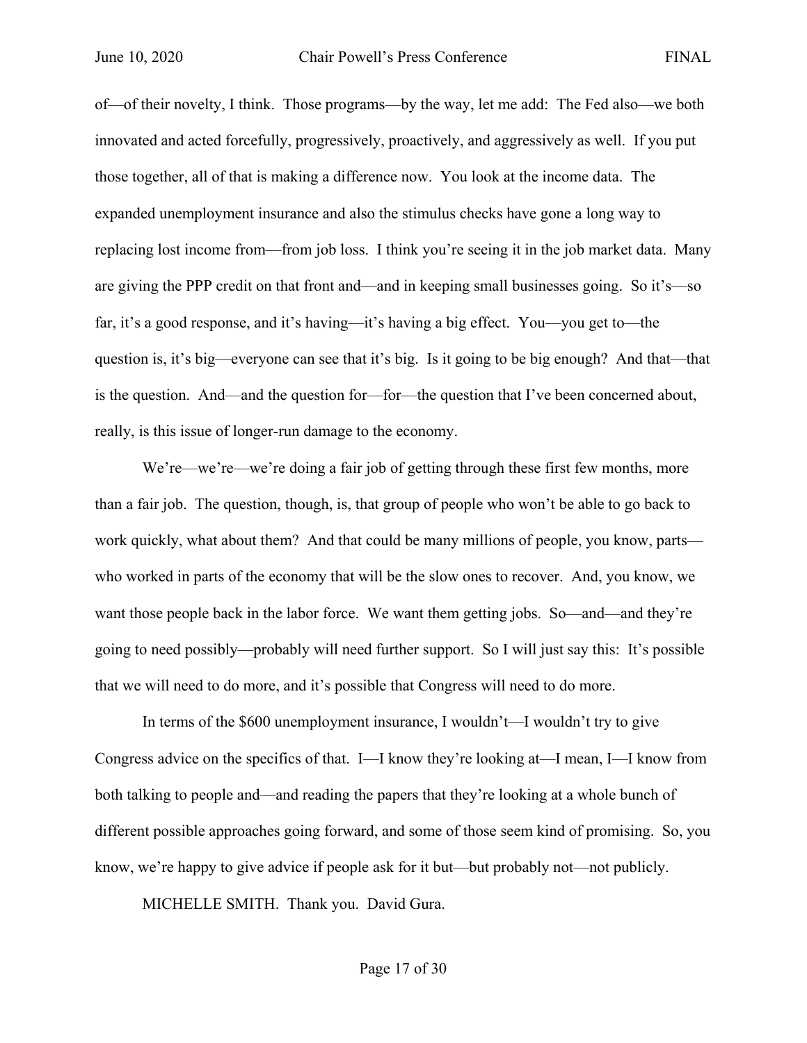of—of their novelty, I think. Those programs—by the way, let me add: The Fed also—we both innovated and acted forcefully, progressively, proactively, and aggressively as well. If you put those together, all of that is making a difference now. You look at the income data. The expanded unemployment insurance and also the stimulus checks have gone a long way to replacing lost income from—from job loss. I think you're seeing it in the job market data. Many are giving the PPP credit on that front and—and in keeping small businesses going. So it's—so far, it's a good response, and it's having—it's having a big effect. You—you get to—the question is, it's big—everyone can see that it's big. Is it going to be big enough? And that—that is the question. And—and the question for—for—the question that I've been concerned about, really, is this issue of longer-run damage to the economy.

We're—we're—we're doing a fair job of getting through these first few months, more than a fair job. The question, though, is, that group of people who won't be able to go back to work quickly, what about them? And that could be many millions of people, you know, parts—who worked in parts of the economy that will be the slow ones to recover. And, you know, we want those people back in the labor force. We want them getting jobs. So—and—and they're going to need possibly—probably will need further support. So I will just say this: It's possible that we will need to do more, and it's possible that Congress will need to do more.

In terms of the $600 unemployment insurance, I wouldn't—I wouldn't try to give Congress advice on the specifics of that. I—I know they're looking at—I mean, I—I know from both talking to people and—and reading the papers that they're looking at a whole bunch of different possible approaches going forward, and some of those seem kind of promising. So, you know, we're happy to give advice if people ask for it but—but probably not—not publicly.

MICHELLE SMITH. Thank you. David Gura.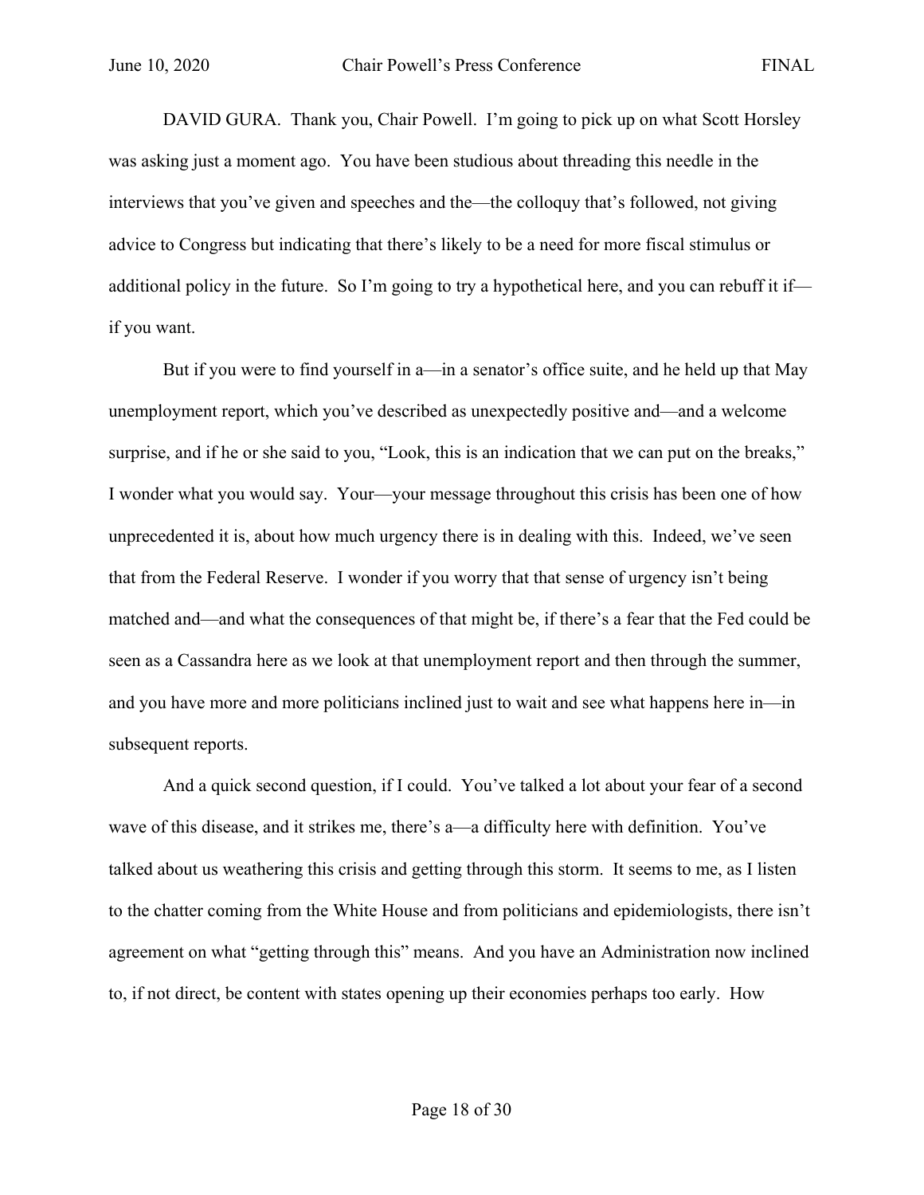DAVID GURA. Thank you, Chair Powell. I'm going to pick up on what Scott Horsley was asking just a moment ago. You have been studious about threading this needle in the interviews that you've given and speeches and the—the colloquy that's followed, not giving advice to Congress but indicating that there's likely to be a need for more fiscal stimulus or additional policy in the future. So I'm going to try a hypothetical here, and you can rebuff it if—if you want.

But if you were to find yourself in a—in a senator's office suite, and he held up that May unemployment report, which you've described as unexpectedly positive and—and a welcome surprise, and if he or she said to you, "Look, this is an indication that we can put on the breaks," I wonder what you would say. Your—your message throughout this crisis has been one of how unprecedented it is, about how much urgency there is in dealing with this. Indeed, we've seen that from the Federal Reserve. I wonder if you worry that that sense of urgency isn't being matched and—and what the consequences of that might be, if there's a fear that the Fed could be seen as a Cassandra here as we look at that unemployment report and then through the summer, and you have more and more politicians inclined just to wait and see what happens here in—in subsequent reports.

And a quick second question, if I could. You've talked a lot about your fear of a second wave of this disease, and it strikes me, there's a—a difficulty here with definition. You've talked about us weathering this crisis and getting through this storm. It seems to me, as I listen to the chatter coming from the White House and from politicians and epidemiologists, there isn't agreement on what "getting through this" means. And you have an Administration now inclined to, if not direct, be content with states opening up their economies perhaps too early. How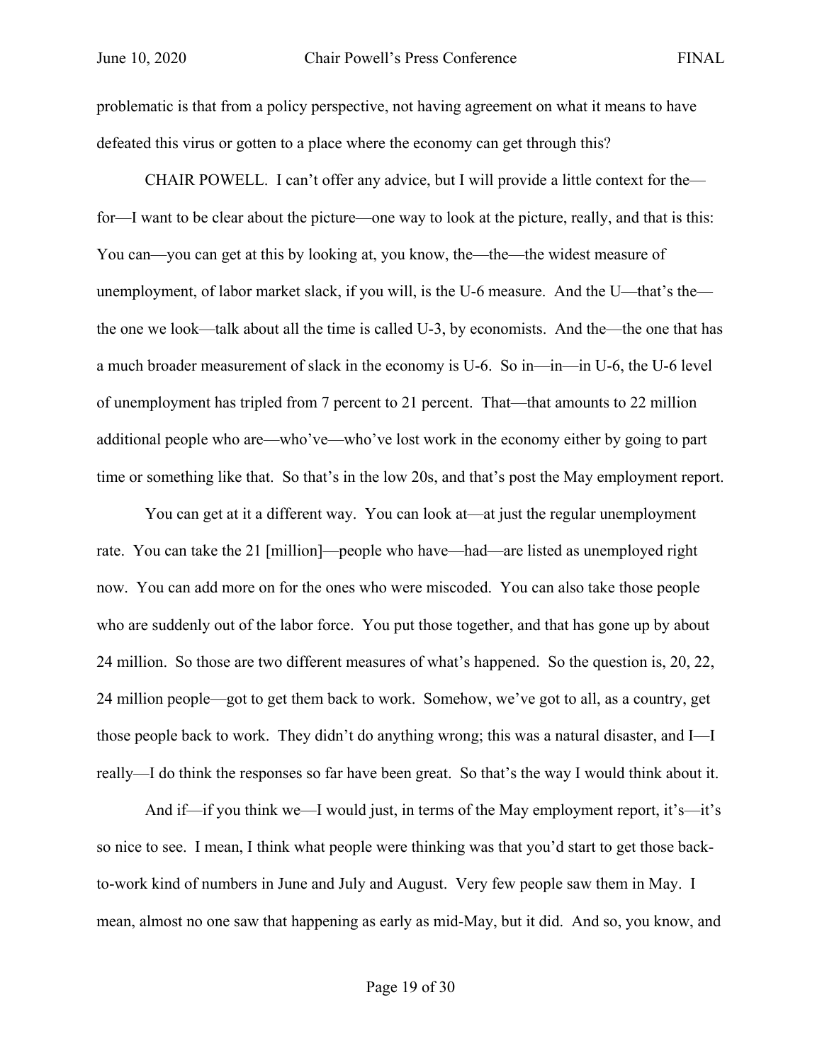problematic is that from a policy perspective, not having agreement on what it means to have defeated this virus or gotten to a place where the economy can get through this?

CHAIR POWELL. I can't offer any advice, but I will provide a little context for the—for—I want to be clear about the picture—one way to look at the picture, really, and that is this: You can—you can get at this by looking at, you know, the—the—the widest measure of unemployment, of labor market slack, if you will, is the U-6 measure. And the U—that's the—the one we look—talk about all the time is called U-3, by economists. And the—the one that has a much broader measurement of slack in the economy is U-6. So in—in—in U-6, the U-6 level of unemployment has tripled from 7 percent to 21 percent. That—that amounts to 22 million additional people who are—who've—who've lost work in the economy either by going to part time or something like that. So that's in the low 20s, and that's post the May employment report.

You can get at it a different way. You can look at—at just the regular unemployment rate. You can take the 21 [million]—people who have—had—are listed as unemployed right now. You can add more on for the ones who were miscoded. You can also take those people who are suddenly out of the labor force. You put those together, and that has gone up by about 24 million. So those are two different measures of what's happened. So the question is, 20, 22, 24 million people—got to get them back to work. Somehow, we've got to all, as a country, get those people back to work. They didn't do anything wrong; this was a natural disaster, and I—I really—I do think the responses so far have been great. So that's the way I would think about it.

And if—if you think we—I would just, in terms of the May employment report, it's—it's so nice to see. I mean, I think what people were thinking was that you'd start to get those back-to-work kind of numbers in June and July and August. Very few people saw them in May. I mean, almost no one saw that happening as early as mid-May, but it did. And so, you know, and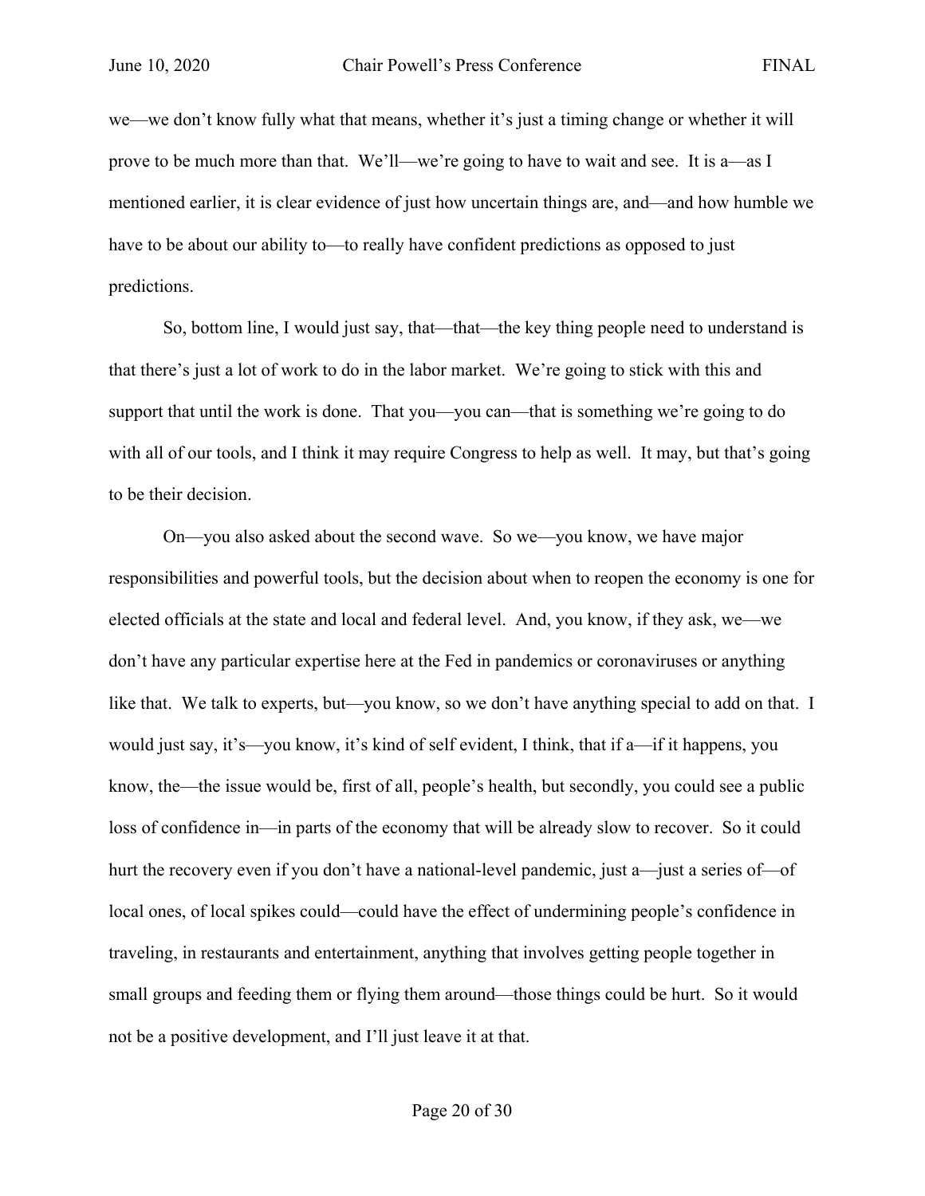we—we don't know fully what that means, whether it's just a timing change or whether it will prove to be much more than that. We'll—we're going to have to wait and see. It is a—as I mentioned earlier, it is clear evidence of just how uncertain things are, and—and how humble we have to be about our ability to—to really have confident predictions as opposed to just predictions.

So, bottom line, I would just say, that—that—the key thing people need to understand is that there's just a lot of work to do in the labor market. We're going to stick with this and support that until the work is done. That you—you can—that is something we're going to do with all of our tools, and I think it may require Congress to help as well. It may, but that's going to be their decision.

On—you also asked about the second wave. So we—you know, we have major responsibilities and powerful tools, but the decision about when to reopen the economy is one for elected officials at the state and local and federal level. And, you know, if they ask, we—we don't have any particular expertise here at the Fed in pandemics or coronaviruses or anything like that. We talk to experts, but—you know, so we don't have anything special to add on that. I would just say, it's—you know, it's kind of self evident, I think, that if a—if it happens, you know, the—the issue would be, first of all, people's health, but secondly, you could see a public loss of confidence in—in parts of the economy that will be already slow to recover. So it could hurt the recovery even if you don't have a national-level pandemic, just a—just a series of—of local ones, of local spikes could—could have the effect of undermining people's confidence in traveling, in restaurants and entertainment, anything that involves getting people together in small groups and feeding them or flying them around—those things could be hurt. So it would not be a positive development, and I'll just leave it at that.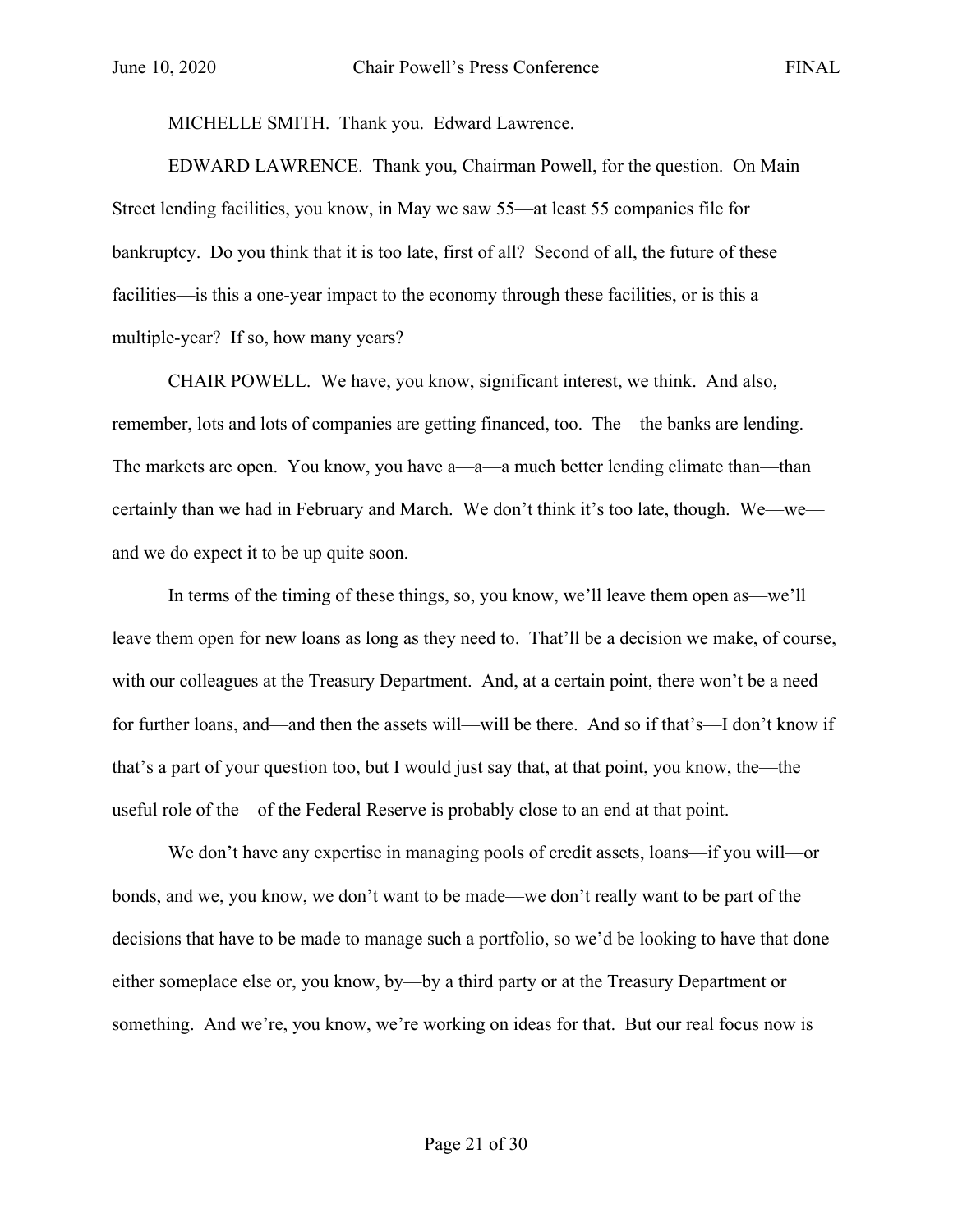MICHELLE SMITH. Thank you. Edward Lawrence.

EDWARD LAWRENCE. Thank you, Chairman Powell, for the question. On Main Street lending facilities, you know, in May we saw 55—at least 55 companies file for bankruptcy. Do you think that it is too late, first of all? Second of all, the future of these facilities—is this a one-year impact to the economy through these facilities, or is this a multiple-year? If so, how many years?

CHAIR POWELL. We have, you know, significant interest, we think. And also, remember, lots and lots of companies are getting financed, too. The—the banks are lending. The markets are open. You know, you have a—a—a much better lending climate than—than certainly than we had in February and March. We don't think it's too late, though. We—we—and we do expect it to be up quite soon.

In terms of the timing of these things, so, you know, we'll leave them open as—we'll leave them open for new loans as long as they need to. That'll be a decision we make, of course, with our colleagues at the Treasury Department. And, at a certain point, there won't be a need for further loans, and—and then the assets will—will be there. And so if that's—I don't know if that's a part of your question too, but I would just say that, at that point, you know, the—the useful role of the—of the Federal Reserve is probably close to an end at that point.

We don't have any expertise in managing pools of credit assets, loans—if you will—or bonds, and we, you know, we don't want to be made—we don't really want to be part of the decisions that have to be made to manage such a portfolio, so we'd be looking to have that done either someplace else or, you know, by—by a third party or at the Treasury Department or something. And we're, you know, we're working on ideas for that. But our real focus now is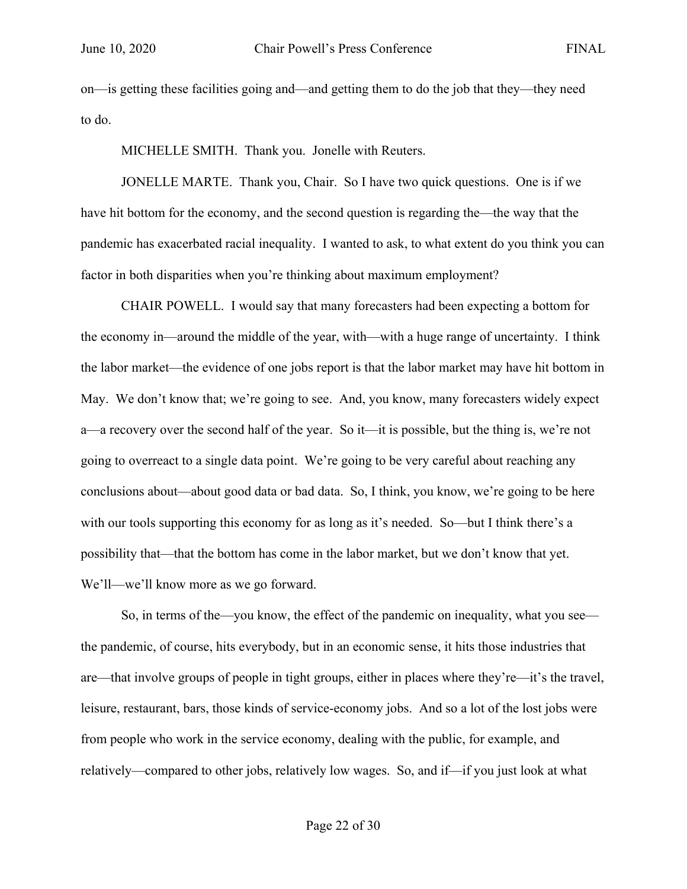on—is getting these facilities going and—and getting them to do the job that they—they need to do.

MICHELLE SMITH. Thank you. Jonelle with Reuters.

JONELLE MARTE. Thank you, Chair. So I have two quick questions. One is if we have hit bottom for the economy, and the second question is regarding the—the way that the pandemic has exacerbated racial inequality. I wanted to ask, to what extent do you think you can factor in both disparities when you're thinking about maximum employment?

CHAIR POWELL. I would say that many forecasters had been expecting a bottom for the economy in—around the middle of the year, with—with a huge range of uncertainty. I think the labor market—the evidence of one jobs report is that the labor market may have hit bottom in May. We don't know that; we're going to see. And, you know, many forecasters widely expect a—a recovery over the second half of the year. So it—it is possible, but the thing is, we're not going to overreact to a single data point. We're going to be very careful about reaching any conclusions about—about good data or bad data. So, I think, you know, we're going to be here with our tools supporting this economy for as long as it's needed. So—but I think there's a possibility that—that the bottom has come in the labor market, but we don't know that yet. We'll—we'll know more as we go forward.

So, in terms of the—you know, the effect of the pandemic on inequality, what you see—the pandemic, of course, hits everybody, but in an economic sense, it hits those industries that are—that involve groups of people in tight groups, either in places where they're—it's the travel, leisure, restaurant, bars, those kinds of service-economy jobs. And so a lot of the lost jobs were from people who work in the service economy, dealing with the public, for example, and relatively—compared to other jobs, relatively low wages. So, and if—if you just look at what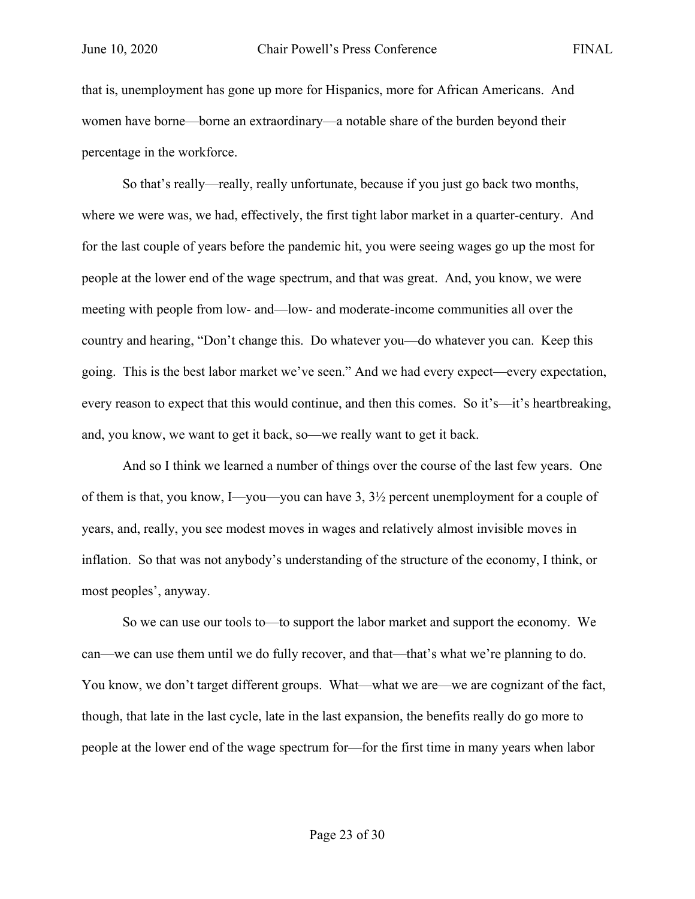that is, unemployment has gone up more for Hispanics, more for African Americans. And women have borne—borne an extraordinary—a notable share of the burden beyond their percentage in the workforce.

So that's really—really, really unfortunate, because if you just go back two months, where we were was, we had, effectively, the first tight labor market in a quarter-century. And for the last couple of years before the pandemic hit, you were seeing wages go up the most for people at the lower end of the wage spectrum, and that was great. And, you know, we were meeting with people from low- and—low- and moderate-income communities all over the country and hearing, "Don't change this. Do whatever you—do whatever you can. Keep this going. This is the best labor market we've seen." And we had every expect—every expectation, every reason to expect that this would continue, and then this comes. So it's—it's heartbreaking, and, you know, we want to get it back, so—we really want to get it back.

And so I think we learned a number of things over the course of the last few years. One of them is that, you know, I—you—you can have 3, 3½ percent unemployment for a couple of years, and, really, you see modest moves in wages and relatively almost invisible moves in inflation. So that was not anybody's understanding of the structure of the economy, I think, or most peoples', anyway.

So we can use our tools to—to support the labor market and support the economy. We can—we can use them until we do fully recover, and that—that's what we're planning to do. You know, we don't target different groups. What—what we are—we are cognizant of the fact, though, that late in the last cycle, late in the last expansion, the benefits really do go more to people at the lower end of the wage spectrum for—for the first time in many years when labor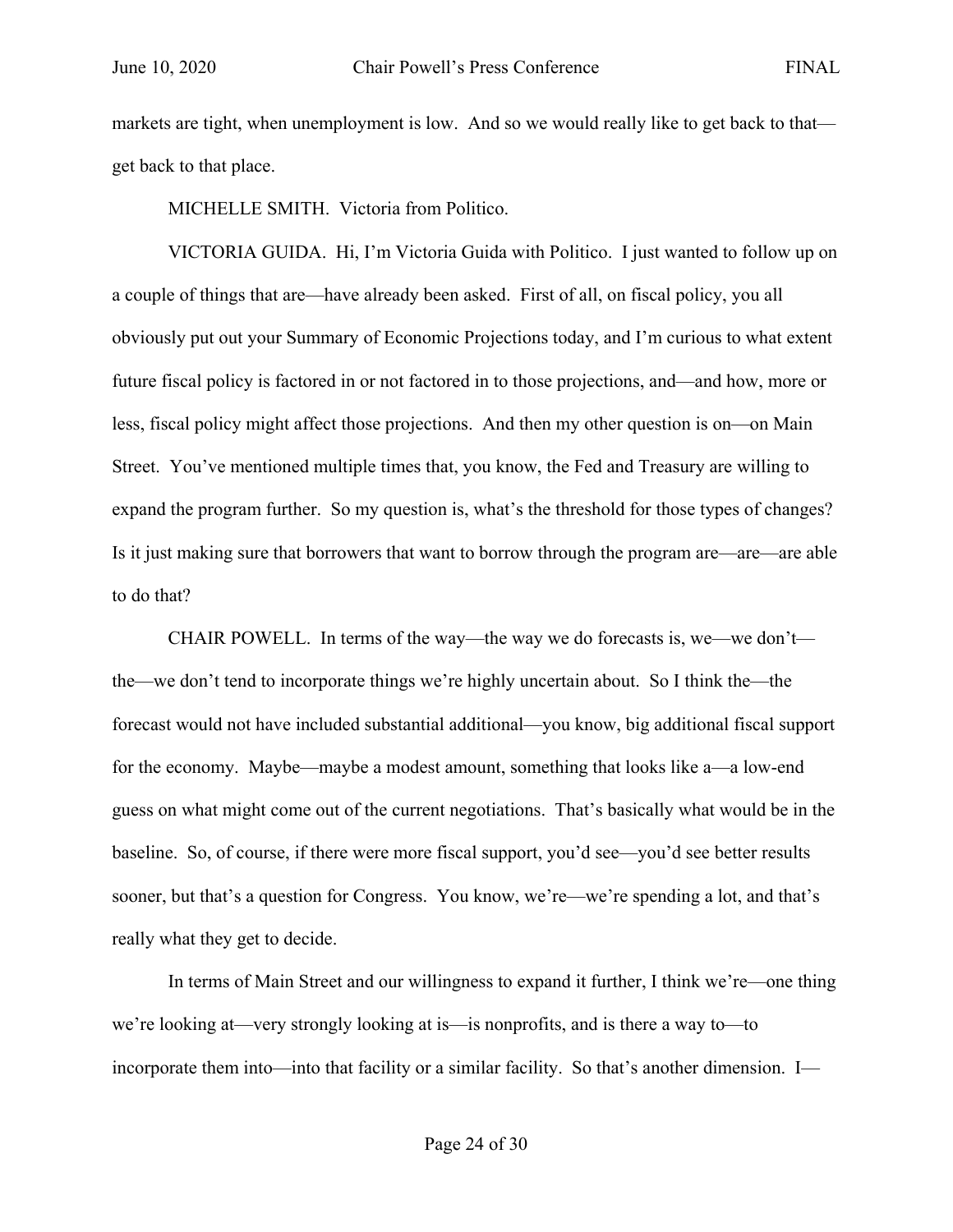markets are tight, when unemployment is low. And so we would really like to get back to that—get back to that place.

MICHELLE SMITH. Victoria from Politico.

VICTORIA GUIDA. Hi, I'm Victoria Guida with Politico. I just wanted to follow up on a couple of things that are—have already been asked. First of all, on fiscal policy, you all obviously put out your Summary of Economic Projections today, and I'm curious to what extent future fiscal policy is factored in or not factored in to those projections, and—and how, more or less, fiscal policy might affect those projections. And then my other question is on—on Main Street. You've mentioned multiple times that, you know, the Fed and Treasury are willing to expand the program further. So my question is, what's the threshold for those types of changes? Is it just making sure that borrowers that want to borrow through the program are—are—are able to do that?

CHAIR POWELL. In terms of the way—the way we do forecasts is, we—we don't—the—we don't tend to incorporate things we're highly uncertain about. So I think the—the forecast would not have included substantial additional—you know, big additional fiscal support for the economy. Maybe—maybe a modest amount, something that looks like a—a low-end guess on what might come out of the current negotiations. That's basically what would be in the baseline. So, of course, if there were more fiscal support, you'd see—you'd see better results sooner, but that's a question for Congress. You know, we're—we're spending a lot, and that's really what they get to decide.

In terms of Main Street and our willingness to expand it further, I think we're—one thing we're looking at—very strongly looking at is—is nonprofits, and is there a way to—to incorporate them into—into that facility or a similar facility. So that's another dimension. I—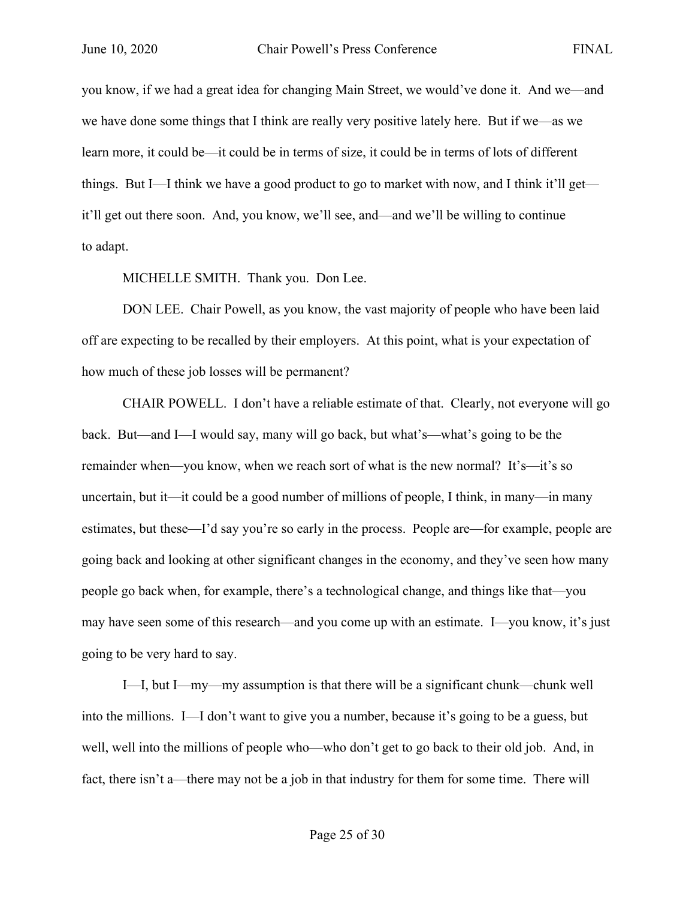you know, if we had a great idea for changing Main Street, we would've done it. And we—and we have done some things that I think are really very positive lately here. But if we—as we learn more, it could be—it could be in terms of size, it could be in terms of lots of different things. But I—I think we have a good product to go to market with now, and I think it'll get—it'll get out there soon. And, you know, we'll see, and—and we'll be willing to continue to adapt.

MICHELLE SMITH. Thank you. Don Lee.

DON LEE. Chair Powell, as you know, the vast majority of people who have been laid off are expecting to be recalled by their employers. At this point, what is your expectation of how much of these job losses will be permanent?

CHAIR POWELL. I don't have a reliable estimate of that. Clearly, not everyone will go back. But—and I—I would say, many will go back, but what's—what's going to be the remainder when—you know, when we reach sort of what is the new normal? It's—it's so uncertain, but it—it could be a good number of millions of people, I think, in many—in many estimates, but these—I'd say you're so early in the process. People are—for example, people are going back and looking at other significant changes in the economy, and they've seen how many people go back when, for example, there's a technological change, and things like that—you may have seen some of this research—and you come up with an estimate. I—you know, it's just going to be very hard to say.

I—I, but I—my—my assumption is that there will be a significant chunk—chunk well into the millions. I—I don't want to give you a number, because it's going to be a guess, but well, well into the millions of people who—who don't get to go back to their old job. And, in fact, there isn't a—there may not be a job in that industry for them for some time. There will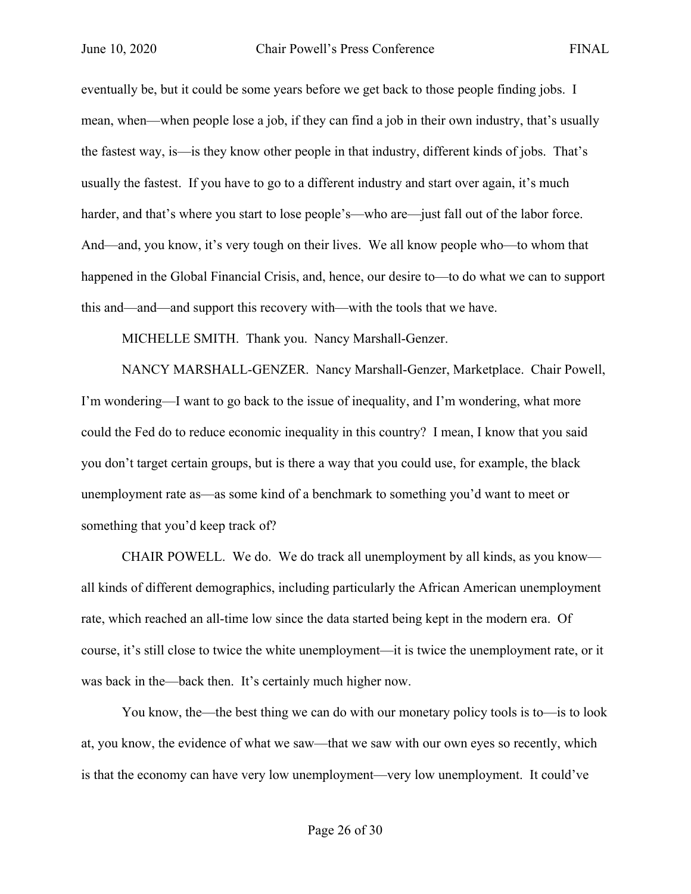eventually be, but it could be some years before we get back to those people finding jobs. I mean, when—when people lose a job, if they can find a job in their own industry, that's usually the fastest way, is—is they know other people in that industry, different kinds of jobs. That's usually the fastest. If you have to go to a different industry and start over again, it's much harder, and that's where you start to lose people's—who are—just fall out of the labor force. And—and, you know, it's very tough on their lives. We all know people who—to whom that happened in the Global Financial Crisis, and, hence, our desire to—to do what we can to support this and—and—and support this recovery with—with the tools that we have.

MICHELLE SMITH. Thank you. Nancy Marshall-Genzer.

NANCY MARSHALL-GENZER. Nancy Marshall-Genzer, Marketplace. Chair Powell, I'm wondering—I want to go back to the issue of inequality, and I'm wondering, what more could the Fed do to reduce economic inequality in this country? I mean, I know that you said you don't target certain groups, but is there a way that you could use, for example, the black unemployment rate as—as some kind of a benchmark to something you'd want to meet or something that you'd keep track of?

CHAIR POWELL. We do. We do track all unemployment by all kinds, as you know—all kinds of different demographics, including particularly the African American unemployment rate, which reached an all-time low since the data started being kept in the modern era. Of course, it's still close to twice the white unemployment—it is twice the unemployment rate, or it was back in the—back then. It's certainly much higher now.

You know, the—the best thing we can do with our monetary policy tools is to—is to look at, you know, the evidence of what we saw—that we saw with our own eyes so recently, which is that the economy can have very low unemployment—very low unemployment. It could've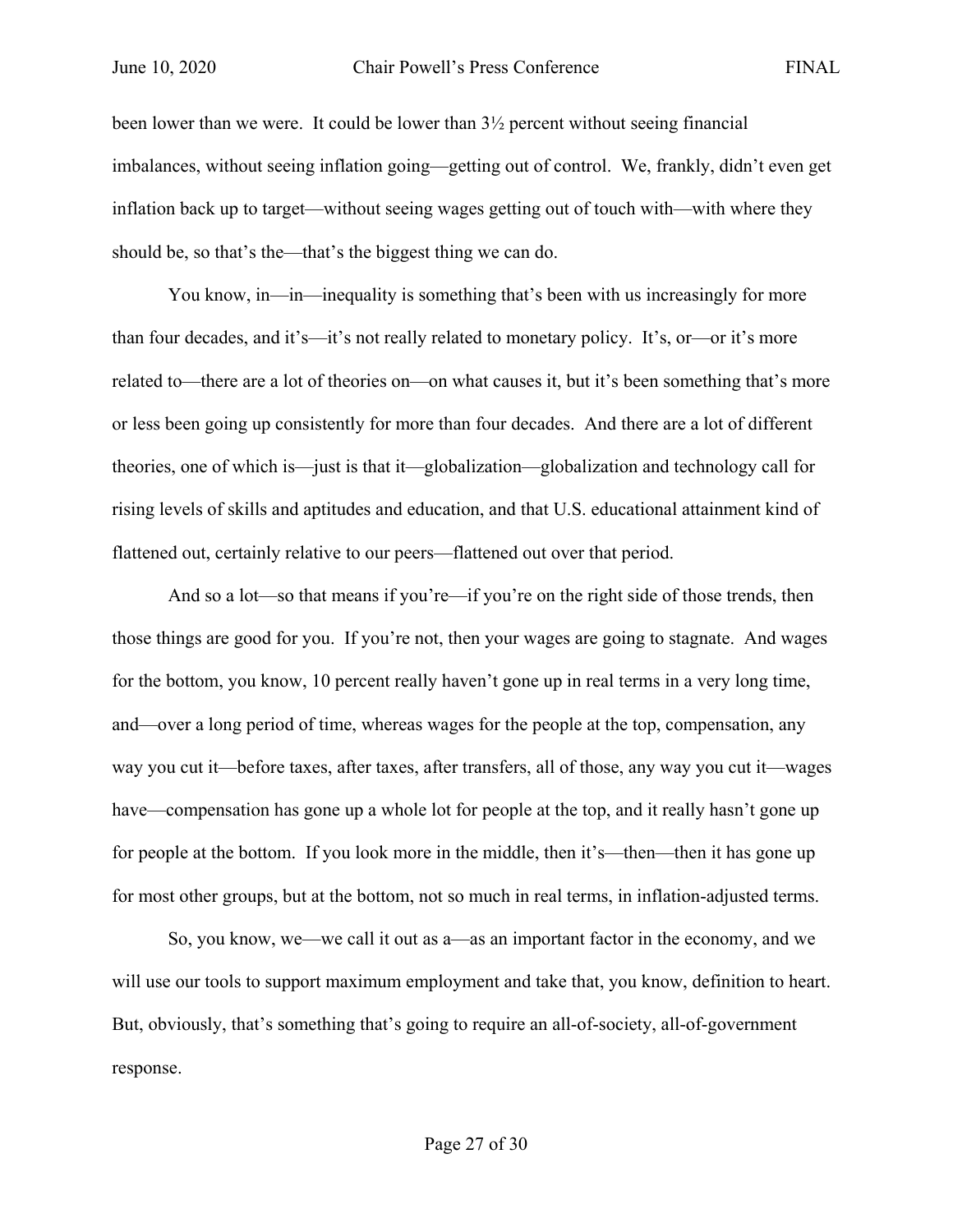been lower than we were. It could be lower than 3½ percent without seeing financial imbalances, without seeing inflation going—getting out of control. We, frankly, didn't even get inflation back up to target—without seeing wages getting out of touch with—with where they should be, so that's the—that's the biggest thing we can do.

You know, in—in—inequality is something that's been with us increasingly for more than four decades, and it's—it's not really related to monetary policy. It's, or—or it's more related to—there are a lot of theories on—on what causes it, but it's been something that's more or less been going up consistently for more than four decades. And there are a lot of different theories, one of which is—just is that it—globalization—globalization and technology call for rising levels of skills and aptitudes and education, and that U.S. educational attainment kind of flattened out, certainly relative to our peers—flattened out over that period.

And so a lot—so that means if you're—if you're on the right side of those trends, then those things are good for you. If you're not, then your wages are going to stagnate. And wages for the bottom, you know, 10 percent really haven't gone up in real terms in a very long time, and—over a long period of time, whereas wages for the people at the top, compensation, any way you cut it—before taxes, after taxes, after transfers, all of those, any way you cut it—wages have—compensation has gone up a whole lot for people at the top, and it really hasn't gone up for people at the bottom. If you look more in the middle, then it's—then—then it has gone up for most other groups, but at the bottom, not so much in real terms, in inflation-adjusted terms.

So, you know, we—we call it out as a—as an important factor in the economy, and we will use our tools to support maximum employment and take that, you know, definition to heart. But, obviously, that's something that's going to require an all-of-society, all-of-government response.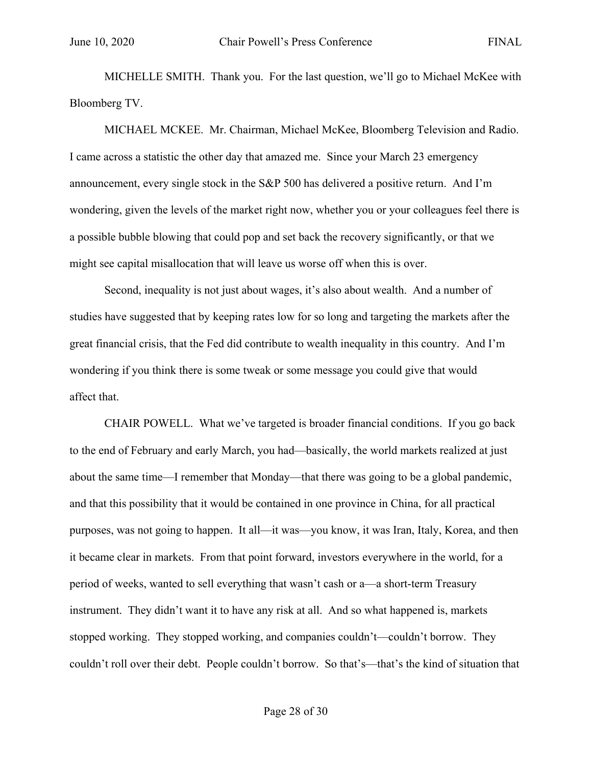MICHELLE SMITH. Thank you. For the last question, we'll go to Michael McKee with Bloomberg TV.

MICHAEL MCKEE. Mr. Chairman, Michael McKee, Bloomberg Television and Radio. I came across a statistic the other day that amazed me. Since your March 23 emergency announcement, every single stock in the S&P 500 has delivered a positive return. And I'm wondering, given the levels of the market right now, whether you or your colleagues feel there is a possible bubble blowing that could pop and set back the recovery significantly, or that we might see capital misallocation that will leave us worse off when this is over.

Second, inequality is not just about wages, it's also about wealth. And a number of studies have suggested that by keeping rates low for so long and targeting the markets after the great financial crisis, that the Fed did contribute to wealth inequality in this country. And I'm wondering if you think there is some tweak or some message you could give that would affect that.

CHAIR POWELL. What we've targeted is broader financial conditions. If you go back to the end of February and early March, you had—basically, the world markets realized at just about the same time—I remember that Monday—that there was going to be a global pandemic, and that this possibility that it would be contained in one province in China, for all practical purposes, was not going to happen. It all—it was—you know, it was Iran, Italy, Korea, and then it became clear in markets. From that point forward, investors everywhere in the world, for a period of weeks, wanted to sell everything that wasn't cash or a—a short-term Treasury instrument. They didn't want it to have any risk at all. And so what happened is, markets stopped working. They stopped working, and companies couldn't—couldn't borrow. They couldn't roll over their debt. People couldn't borrow. So that's—that's the kind of situation that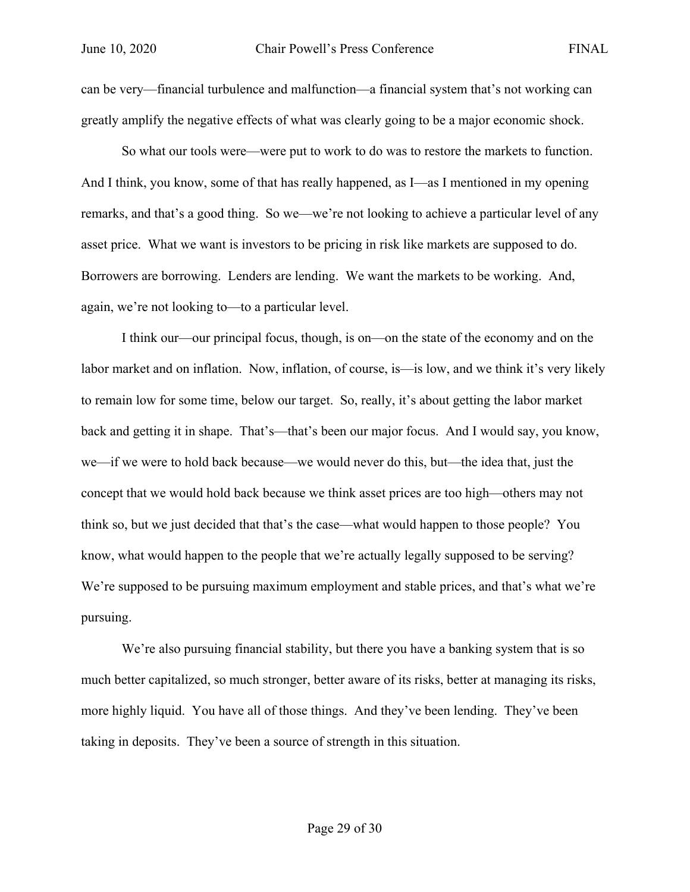can be very—financial turbulence and malfunction—a financial system that's not working can greatly amplify the negative effects of what was clearly going to be a major economic shock.

So what our tools were—were put to work to do was to restore the markets to function. And I think, you know, some of that has really happened, as I—as I mentioned in my opening remarks, and that's a good thing. So we—we're not looking to achieve a particular level of any asset price. What we want is investors to be pricing in risk like markets are supposed to do. Borrowers are borrowing. Lenders are lending. We want the markets to be working. And, again, we're not looking to—to a particular level.

I think our—our principal focus, though, is on—on the state of the economy and on the labor market and on inflation. Now, inflation, of course, is—is low, and we think it's very likely to remain low for some time, below our target. So, really, it's about getting the labor market back and getting it in shape. That's—that's been our major focus. And I would say, you know, we—if we were to hold back because—we would never do this, but—the idea that, just the concept that we would hold back because we think asset prices are too high—others may not think so, but we just decided that that's the case—what would happen to those people? You know, what would happen to the people that we're actually legally supposed to be serving? We're supposed to be pursuing maximum employment and stable prices, and that's what we're pursuing.

We're also pursuing financial stability, but there you have a banking system that is so much better capitalized, so much stronger, better aware of its risks, better at managing its risks, more highly liquid. You have all of those things. And they've been lending. They've been taking in deposits. They've been a source of strength in this situation.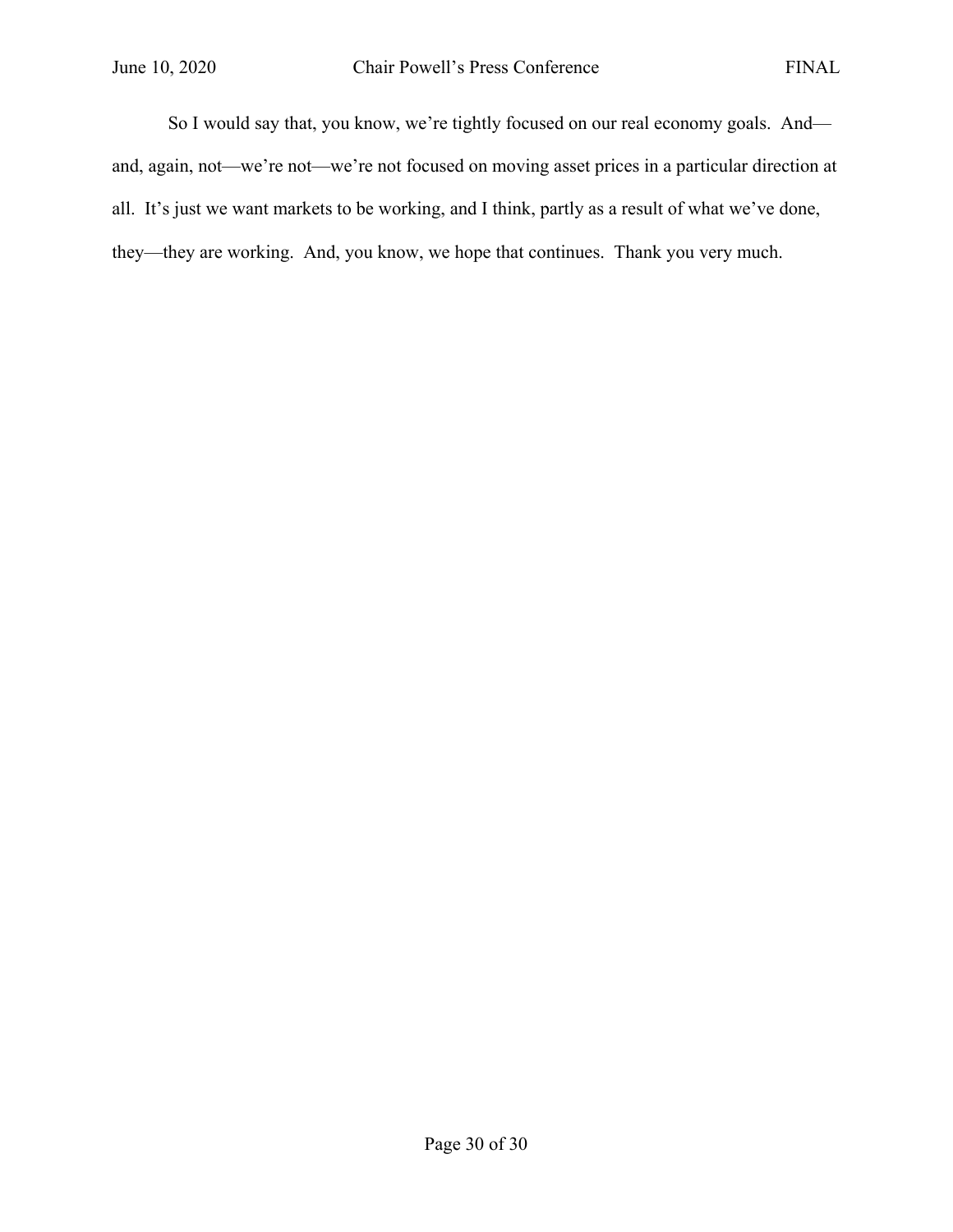So I would say that, you know, we're tightly focused on our real economy goals. And—and, again, not—we're not—we're not focused on moving asset prices in a particular direction at all. It's just we want markets to be working, and I think, partly as a result of what we've done, they—they are working. And, you know, we hope that continues. Thank you very much.